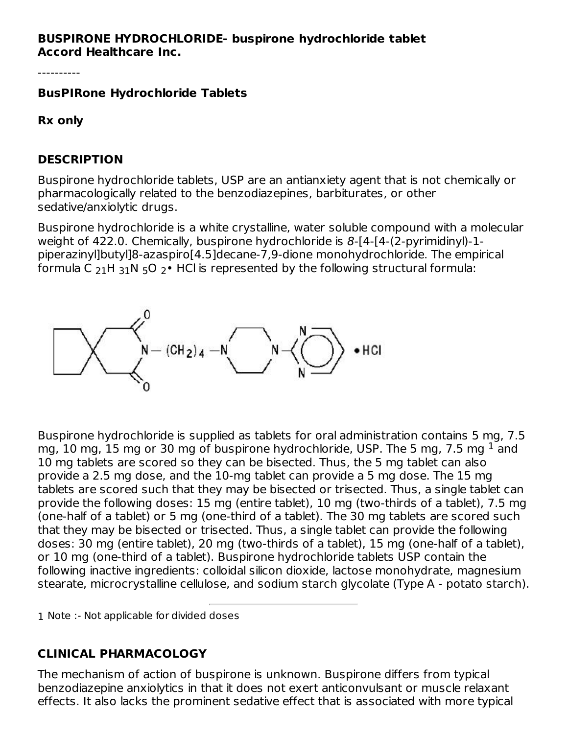**BUSPIRONE HYDROCHLORIDE- buspirone hydrochloride tablet**
**Accord Healthcare Inc.**

----------

## BusPIRone Hydrochloride Tablets

**Rx only**

## DESCRIPTION

Buspirone hydrochloride tablets, USP are an antianxiety agent that is not chemically or pharmacologically related to the benzodiazepines, barbiturates, or other sedative/anxiolytic drugs.

Buspirone hydrochloride is a white crystalline, water soluble compound with a molecular weight of 422.0. Chemically, buspirone hydrochloride is *8*-[4-[4-(2-pyrimidinyl)-1-piperazinyl]butyl]8-azaspiro[4.5]decane-7,9-dione monohydrochloride. The empirical formula $C_{21}H_{31}N_5O_2$• HCl is represented by the following structural formula:

Buspirone hydrochloride is supplied as tablets for oral administration contains 5 mg, 7.5 mg, 10 mg, 15 mg or 30 mg of buspirone hydrochloride, USP. The 5 mg, 7.5 mg [1] and 10 mg tablets are scored so they can be bisected. Thus, the 5 mg tablet can also provide a 2.5 mg dose, and the 10-mg tablet can provide a 5 mg dose. The 15 mg tablets are scored such that they may be bisected or trisected. Thus, a single tablet can provide the following doses: 15 mg (entire tablet), 10 mg (two-thirds of a tablet), 7.5 mg (one-half of a tablet) or 5 mg (one-third of a tablet). The 30 mg tablets are scored such that they may be bisected or trisected. Thus, a single tablet can provide the following doses: 30 mg (entire tablet), 20 mg (two-thirds of a tablet), 15 mg (one-half of a tablet), or 10 mg (one-third of a tablet). Buspirone hydrochloride tablets USP contain the following inactive ingredients: colloidal silicon dioxide, lactose monohydrate, magnesium stearate, microcrystalline cellulose, and sodium starch glycolate (Type A - potato starch).

1 Note :- Not applicable for divided doses

## CLINICAL PHARMACOLOGY

The mechanism of action of buspirone is unknown. Buspirone differs from typical benzodiazepine anxiolytics in that it does not exert anticonvulsant or muscle relaxant effects. It also lacks the prominent sedative effect that is associated with more typical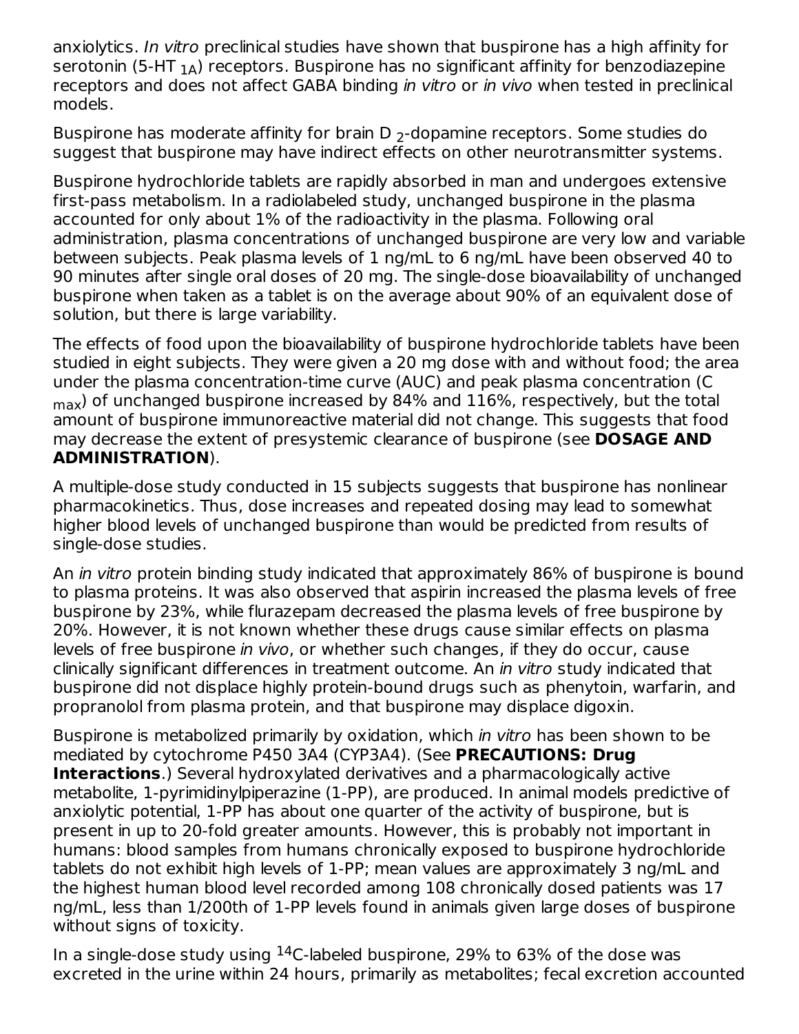anxiolytics. *In vitro* preclinical studies have shown that buspirone has a high affinity for serotonin (5-HT $_{1A}$) receptors. Buspirone has no significant affinity for benzodiazepine receptors and does not affect GABA binding *in vitro* or *in vivo* when tested in preclinical models.

Buspirone has moderate affinity for brain D $_2$-dopamine receptors. Some studies do suggest that buspirone may have indirect effects on other neurotransmitter systems.

Buspirone hydrochloride tablets are rapidly absorbed in man and undergoes extensive first-pass metabolism. In a radiolabeled study, unchanged buspirone in the plasma accounted for only about 1% of the radioactivity in the plasma. Following oral administration, plasma concentrations of unchanged buspirone are very low and variable between subjects. Peak plasma levels of 1 ng/mL to 6 ng/mL have been observed 40 to 90 minutes after single oral doses of 20 mg. The single-dose bioavailability of unchanged buspirone when taken as a tablet is on the average about 90% of an equivalent dose of solution, but there is large variability.

The effects of food upon the bioavailability of buspirone hydrochloride tablets have been studied in eight subjects. They were given a 20 mg dose with and without food; the area under the plasma concentration-time curve (AUC) and peak plasma concentration (C $_{max}$) of unchanged buspirone increased by 84% and 116%, respectively, but the total amount of buspirone immunoreactive material did not change. This suggests that food may decrease the extent of presystemic clearance of buspirone (see **DOSAGE AND ADMINISTRATION**).

A multiple-dose study conducted in 15 subjects suggests that buspirone has nonlinear pharmacokinetics. Thus, dose increases and repeated dosing may lead to somewhat higher blood levels of unchanged buspirone than would be predicted from results of single-dose studies.

An *in vitro* protein binding study indicated that approximately 86% of buspirone is bound to plasma proteins. It was also observed that aspirin increased the plasma levels of free buspirone by 23%, while flurazepam decreased the plasma levels of free buspirone by 20%. However, it is not known whether these drugs cause similar effects on plasma levels of free buspirone *in vivo*, or whether such changes, if they do occur, cause clinically significant differences in treatment outcome. An *in vitro* study indicated that buspirone did not displace highly protein-bound drugs such as phenytoin, warfarin, and propranolol from plasma protein, and that buspirone may displace digoxin.

Buspirone is metabolized primarily by oxidation, which *in vitro* has been shown to be mediated by cytochrome P450 3A4 (CYP3A4). (See **PRECAUTIONS: Drug Interactions**.) Several hydroxylated derivatives and a pharmacologically active metabolite, 1-pyrimidinylpiperazine (1-PP), are produced. In animal models predictive of anxiolytic potential, 1-PP has about one quarter of the activity of buspirone, but is present in up to 20-fold greater amounts. However, this is probably not important in humans: blood samples from humans chronically exposed to buspirone hydrochloride tablets do not exhibit high levels of 1-PP; mean values are approximately 3 ng/mL and the highest human blood level recorded among 108 chronically dosed patients was 17 ng/mL, less than 1/200th of 1-PP levels found in animals given large doses of buspirone without signs of toxicity.

In a single-dose study using $^{14}$C-labeled buspirone, 29% to 63% of the dose was excreted in the urine within 24 hours, primarily as metabolites; fecal excretion accounted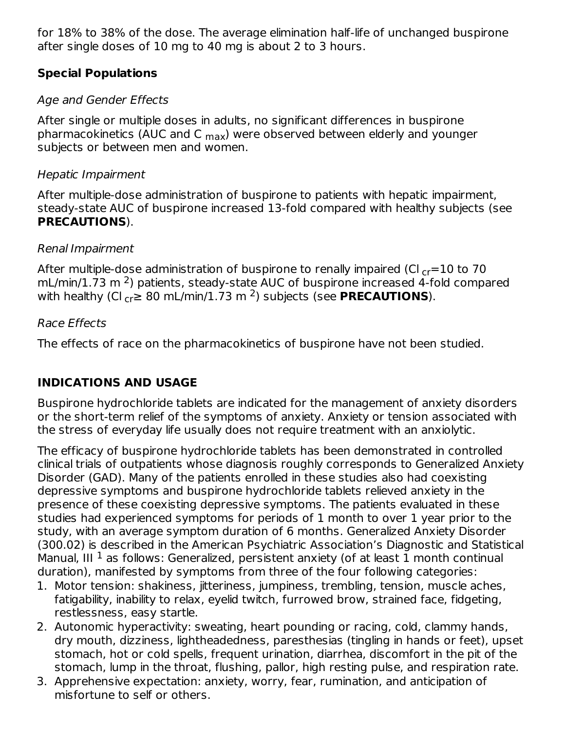for 18% to 38% of the dose. The average elimination half-life of unchanged buspirone after single doses of 10 mg to 40 mg is about 2 to 3 hours.

### Special Populations

*Age and Gender Effects*

After single or multiple doses in adults, no significant differences in buspirone pharmacokinetics (AUC and $C_{max}$) were observed between elderly and younger subjects or between men and women.

*Hepatic Impairment*

After multiple-dose administration of buspirone to patients with hepatic impairment, steady-state AUC of buspirone increased 13-fold compared with healthy subjects (see **PRECAUTIONS**).

*Renal Impairment*

After multiple-dose administration of buspirone to renally impaired ($Cl_{cr}$=10 to 70 mL/min/1.73 $m^2$) patients, steady-state AUC of buspirone increased 4-fold compared with healthy ($Cl_{cr} \geq$ 80 mL/min/1.73 $m^2$) subjects (see **PRECAUTIONS**).

*Race Effects*

The effects of race on the pharmacokinetics of buspirone have not been studied.

## INDICATIONS AND USAGE

Buspirone hydrochloride tablets are indicated for the management of anxiety disorders or the short-term relief of the symptoms of anxiety. Anxiety or tension associated with the stress of everyday life usually does not require treatment with an anxiolytic.

The efficacy of buspirone hydrochloride tablets has been demonstrated in controlled clinical trials of outpatients whose diagnosis roughly corresponds to Generalized Anxiety Disorder (GAD). Many of the patients enrolled in these studies also had coexisting depressive symptoms and buspirone hydrochloride tablets relieved anxiety in the presence of these coexisting depressive symptoms. The patients evaluated in these studies had experienced symptoms for periods of 1 month to over 1 year prior to the study, with an average symptom duration of 6 months. Generalized Anxiety Disorder (300.02) is described in the American Psychiatric Association's Diagnostic and Statistical Manual, III [1] as follows: Generalized, persistent anxiety (of at least 1 month continual duration), manifested by symptoms from three of the four following categories:

1. Motor tension: shakiness, jitteriness, jumpiness, trembling, tension, muscle aches, fatigability, inability to relax, eyelid twitch, furrowed brow, strained face, fidgeting, restlessness, easy startle.
2. Autonomic hyperactivity: sweating, heart pounding or racing, cold, clammy hands, dry mouth, dizziness, lightheadedness, paresthesias (tingling in hands or feet), upset stomach, hot or cold spells, frequent urination, diarrhea, discomfort in the pit of the stomach, lump in the throat, flushing, pallor, high resting pulse, and respiration rate.
3. Apprehensive expectation: anxiety, worry, fear, rumination, and anticipation of misfortune to self or others.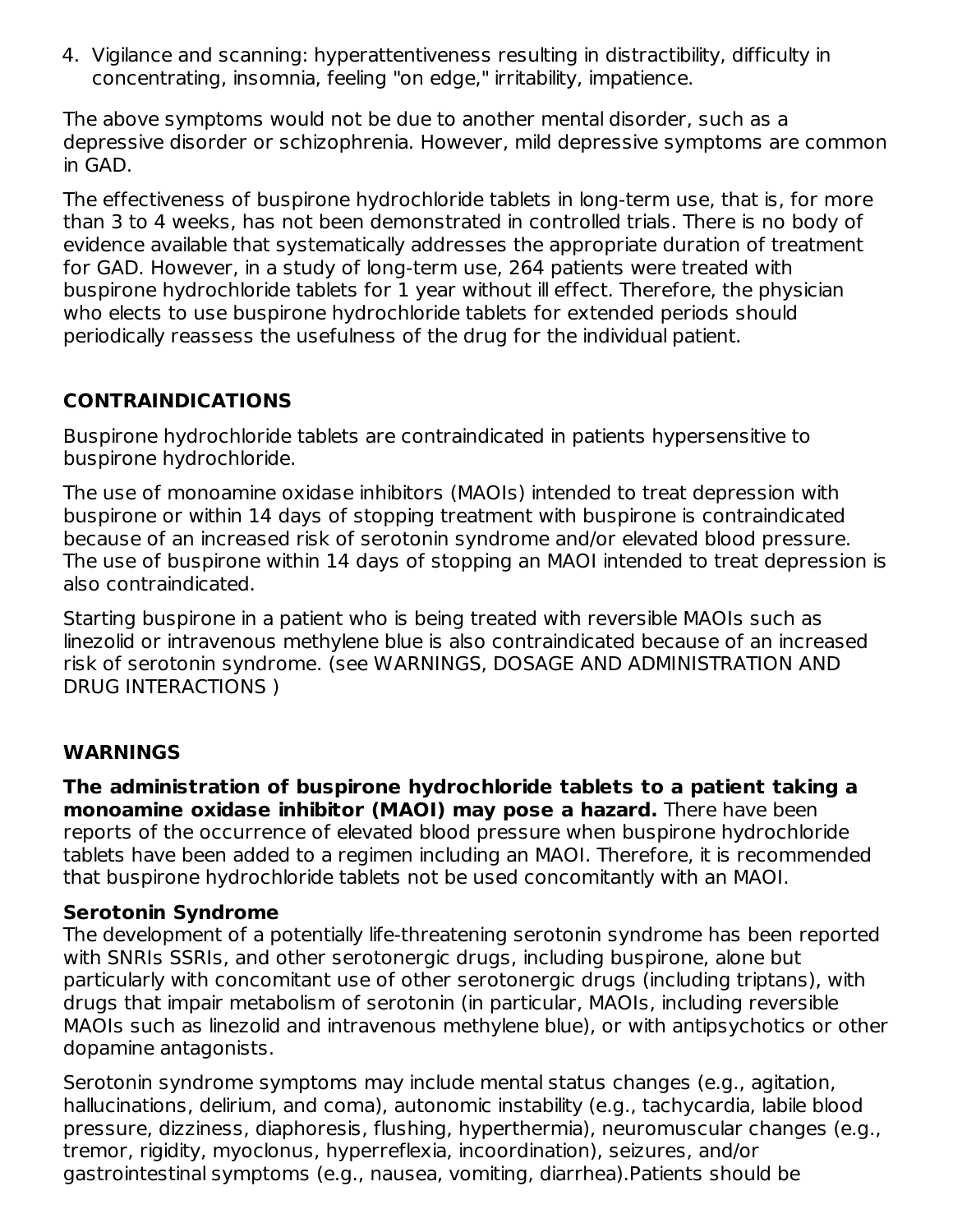4. Vigilance and scanning: hyperattentiveness resulting in distractibility, difficulty in concentrating, insomnia, feeling "on edge," irritability, impatience.

The above symptoms would not be due to another mental disorder, such as a depressive disorder or schizophrenia. However, mild depressive symptoms are common in GAD.

The effectiveness of buspirone hydrochloride tablets in long-term use, that is, for more than 3 to 4 weeks, has not been demonstrated in controlled trials. There is no body of evidence available that systematically addresses the appropriate duration of treatment for GAD. However, in a study of long-term use, 264 patients were treated with buspirone hydrochloride tablets for 1 year without ill effect. Therefore, the physician who elects to use buspirone hydrochloride tablets for extended periods should periodically reassess the usefulness of the drug for the individual patient.

## CONTRAINDICATIONS

Buspirone hydrochloride tablets are contraindicated in patients hypersensitive to buspirone hydrochloride.

The use of monoamine oxidase inhibitors (MAOIs) intended to treat depression with buspirone or within 14 days of stopping treatment with buspirone is contraindicated because of an increased risk of serotonin syndrome and/or elevated blood pressure. The use of buspirone within 14 days of stopping an MAOI intended to treat depression is also contraindicated.

Starting buspirone in a patient who is being treated with reversible MAOIs such as linezolid or intravenous methylene blue is also contraindicated because of an increased risk of serotonin syndrome. (see WARNINGS, DOSAGE AND ADMINISTRATION AND DRUG INTERACTIONS )

## WARNINGS

**The administration of buspirone hydrochloride tablets to a patient taking a monoamine oxidase inhibitor (MAOI) may pose a hazard.** There have been reports of the occurrence of elevated blood pressure when buspirone hydrochloride tablets have been added to a regimen including an MAOI. Therefore, it is recommended that buspirone hydrochloride tablets not be used concomitantly with an MAOI.

**Serotonin Syndrome**

The development of a potentially life-threatening serotonin syndrome has been reported with SNRIs SSRIs, and other serotonergic drugs, including buspirone, alone but particularly with concomitant use of other serotonergic drugs (including triptans), with drugs that impair metabolism of serotonin (in particular, MAOIs, including reversible MAOIs such as linezolid and intravenous methylene blue), or with antipsychotics or other dopamine antagonists.

Serotonin syndrome symptoms may include mental status changes (e.g., agitation, hallucinations, delirium, and coma), autonomic instability (e.g., tachycardia, labile blood pressure, dizziness, diaphoresis, flushing, hyperthermia), neuromuscular changes (e.g., tremor, rigidity, myoclonus, hyperreflexia, incoordination), seizures, and/or gastrointestinal symptoms (e.g., nausea, vomiting, diarrhea).Patients should be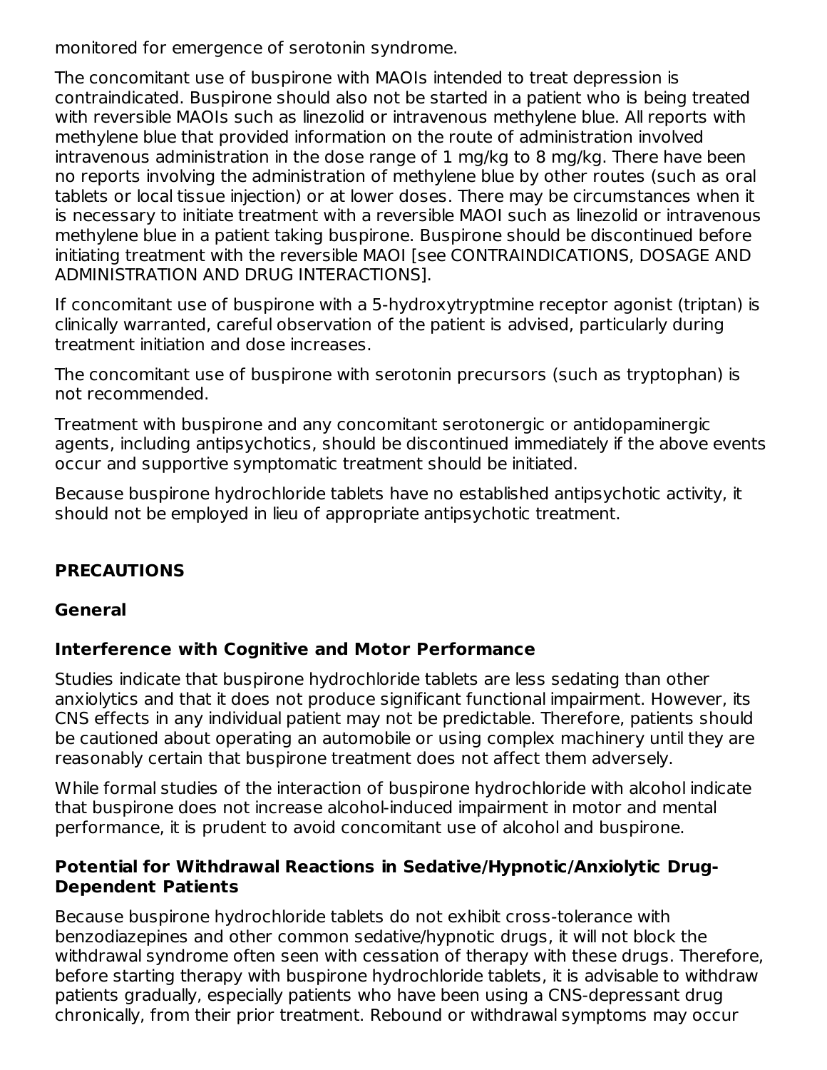monitored for emergence of serotonin syndrome.

The concomitant use of buspirone with MAOIs intended to treat depression is contraindicated. Buspirone should also not be started in a patient who is being treated with reversible MAOIs such as linezolid or intravenous methylene blue. All reports with methylene blue that provided information on the route of administration involved intravenous administration in the dose range of 1 mg/kg to 8 mg/kg. There have been no reports involving the administration of methylene blue by other routes (such as oral tablets or local tissue injection) or at lower doses. There may be circumstances when it is necessary to initiate treatment with a reversible MAOI such as linezolid or intravenous methylene blue in a patient taking buspirone. Buspirone should be discontinued before initiating treatment with the reversible MAOI [see CONTRAINDICATIONS, DOSAGE AND ADMINISTRATION AND DRUG INTERACTIONS].

If concomitant use of buspirone with a 5-hydroxytryptmine receptor agonist (triptan) is clinically warranted, careful observation of the patient is advised, particularly during treatment initiation and dose increases.

The concomitant use of buspirone with serotonin precursors (such as tryptophan) is not recommended.

Treatment with buspirone and any concomitant serotonergic or antidopaminergic agents, including antipsychotics, should be discontinued immediately if the above events occur and supportive symptomatic treatment should be initiated.

Because buspirone hydrochloride tablets have no established antipsychotic activity, it should not be employed in lieu of appropriate antipsychotic treatment.

## PRECAUTIONS

### General

### Interference with Cognitive and Motor Performance

Studies indicate that buspirone hydrochloride tablets are less sedating than other anxiolytics and that it does not produce significant functional impairment. However, its CNS effects in any individual patient may not be predictable. Therefore, patients should be cautioned about operating an automobile or using complex machinery until they are reasonably certain that buspirone treatment does not affect them adversely.

While formal studies of the interaction of buspirone hydrochloride with alcohol indicate that buspirone does not increase alcohol-induced impairment in motor and mental performance, it is prudent to avoid concomitant use of alcohol and buspirone.

### Potential for Withdrawal Reactions in Sedative/Hypnotic/Anxiolytic Drug-Dependent Patients

Because buspirone hydrochloride tablets do not exhibit cross-tolerance with benzodiazepines and other common sedative/hypnotic drugs, it will not block the withdrawal syndrome often seen with cessation of therapy with these drugs. Therefore, before starting therapy with buspirone hydrochloride tablets, it is advisable to withdraw patients gradually, especially patients who have been using a CNS-depressant drug chronically, from their prior treatment. Rebound or withdrawal symptoms may occur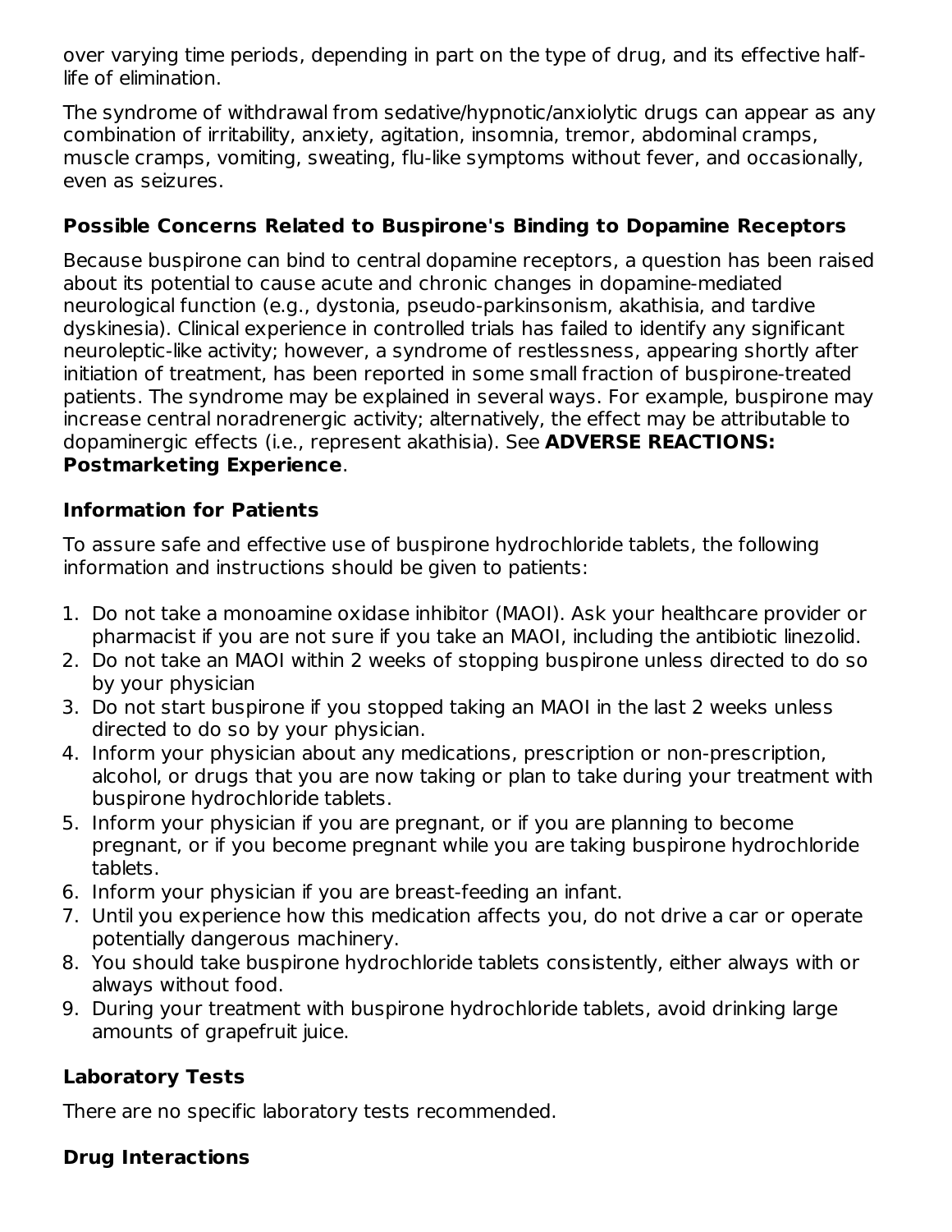over varying time periods, depending in part on the type of drug, and its effective half-life of elimination.

The syndrome of withdrawal from sedative/hypnotic/anxiolytic drugs can appear as any combination of irritability, anxiety, agitation, insomnia, tremor, abdominal cramps, muscle cramps, vomiting, sweating, flu-like symptoms without fever, and occasionally, even as seizures.

### Possible Concerns Related to Buspirone's Binding to Dopamine Receptors

Because buspirone can bind to central dopamine receptors, a question has been raised about its potential to cause acute and chronic changes in dopamine-mediated neurological function (e.g., dystonia, pseudo-parkinsonism, akathisia, and tardive dyskinesia). Clinical experience in controlled trials has failed to identify any significant neuroleptic-like activity; however, a syndrome of restlessness, appearing shortly after initiation of treatment, has been reported in some small fraction of buspirone-treated patients. The syndrome may be explained in several ways. For example, buspirone may increase central noradrenergic activity; alternatively, the effect may be attributable to dopaminergic effects (i.e., represent akathisia). See **ADVERSE REACTIONS: Postmarketing Experience**.

### Information for Patients

To assure safe and effective use of buspirone hydrochloride tablets, the following information and instructions should be given to patients:

1. Do not take a monoamine oxidase inhibitor (MAOI). Ask your healthcare provider or pharmacist if you are not sure if you take an MAOI, including the antibiotic linezolid.
2. Do not take an MAOI within 2 weeks of stopping buspirone unless directed to do so by your physician
3. Do not start buspirone if you stopped taking an MAOI in the last 2 weeks unless directed to do so by your physician.
4. Inform your physician about any medications, prescription or non-prescription, alcohol, or drugs that you are now taking or plan to take during your treatment with buspirone hydrochloride tablets.
5. Inform your physician if you are pregnant, or if you are planning to become pregnant, or if you become pregnant while you are taking buspirone hydrochloride tablets.
6. Inform your physician if you are breast-feeding an infant.
7. Until you experience how this medication affects you, do not drive a car or operate potentially dangerous machinery.
8. You should take buspirone hydrochloride tablets consistently, either always with or always without food.
9. During your treatment with buspirone hydrochloride tablets, avoid drinking large amounts of grapefruit juice.

### Laboratory Tests

There are no specific laboratory tests recommended.

### Drug Interactions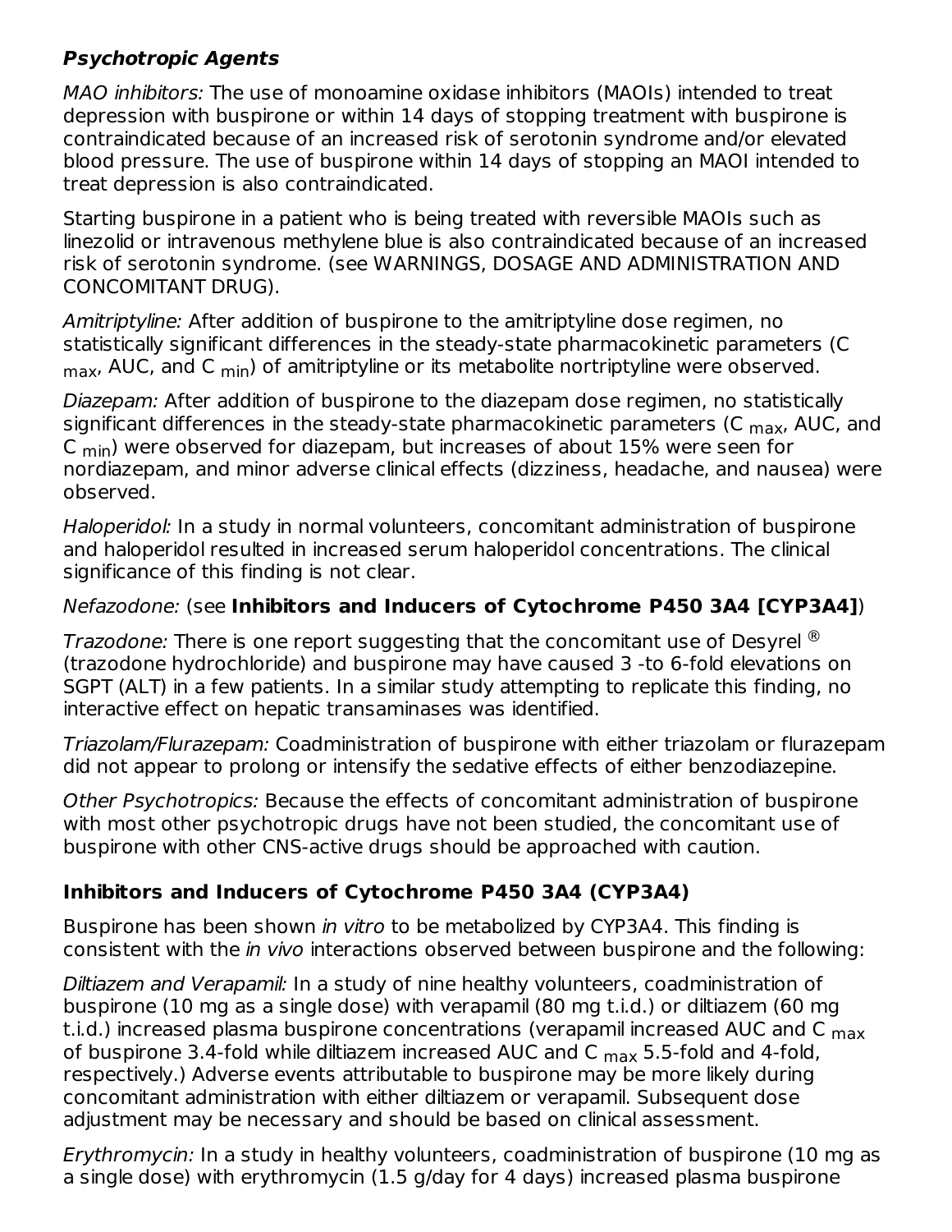### ***Psychotropic Agents***

*MAO inhibitors:* The use of monoamine oxidase inhibitors (MAOIs) intended to treat depression with buspirone or within 14 days of stopping treatment with buspirone is contraindicated because of an increased risk of serotonin syndrome and/or elevated blood pressure. The use of buspirone within 14 days of stopping an MAOI intended to treat depression is also contraindicated.

Starting buspirone in a patient who is being treated with reversible MAOIs such as linezolid or intravenous methylene blue is also contraindicated because of an increased risk of serotonin syndrome. (see WARNINGS, DOSAGE AND ADMINISTRATION AND CONCOMITANT DRUG).

*Amitriptyline:* After addition of buspirone to the amitriptyline dose regimen, no statistically significant differences in the steady-state pharmacokinetic parameters ($C_{max}$, AUC, and $C_{min}$) of amitriptyline or its metabolite nortriptyline were observed.

*Diazepam:* After addition of buspirone to the diazepam dose regimen, no statistically significant differences in the steady-state pharmacokinetic parameters ($C_{max}$, AUC, and $C_{min}$) were observed for diazepam, but increases of about 15% were seen for nordiazepam, and minor adverse clinical effects (dizziness, headache, and nausea) were observed.

*Haloperidol:* In a study in normal volunteers, concomitant administration of buspirone and haloperidol resulted in increased serum haloperidol concentrations. The clinical significance of this finding is not clear.

*Nefazodone:* (see **Inhibitors and Inducers of Cytochrome P450 3A4 [CYP3A4]**)

*Trazodone:* There is one report suggesting that the concomitant use of Desyrel® (trazodone hydrochloride) and buspirone may have caused 3 -to 6-fold elevations on SGPT (ALT) in a few patients. In a similar study attempting to replicate this finding, no interactive effect on hepatic transaminases was identified.

*Triazolam/Flurazepam:* Coadministration of buspirone with either triazolam or flurazepam did not appear to prolong or intensify the sedative effects of either benzodiazepine.

*Other Psychotropics:* Because the effects of concomitant administration of buspirone with most other psychotropic drugs have not been studied, the concomitant use of buspirone with other CNS-active drugs should be approached with caution.

### **Inhibitors and Inducers of Cytochrome P450 3A4 (CYP3A4)**

Buspirone has been shown *in vitro* to be metabolized by CYP3A4. This finding is consistent with the *in vivo* interactions observed between buspirone and the following:

*Diltiazem and Verapamil:* In a study of nine healthy volunteers, coadministration of buspirone (10 mg as a single dose) with verapamil (80 mg t.i.d.) or diltiazem (60 mg t.i.d.) increased plasma buspirone concentrations (verapamil increased AUC and $C_{max}$ of buspirone 3.4-fold while diltiazem increased AUC and $C_{max}$ 5.5-fold and 4-fold, respectively.) Adverse events attributable to buspirone may be more likely during concomitant administration with either diltiazem or verapamil. Subsequent dose adjustment may be necessary and should be based on clinical assessment.

*Erythromycin:* In a study in healthy volunteers, coadministration of buspirone (10 mg as a single dose) with erythromycin (1.5 g/day for 4 days) increased plasma buspirone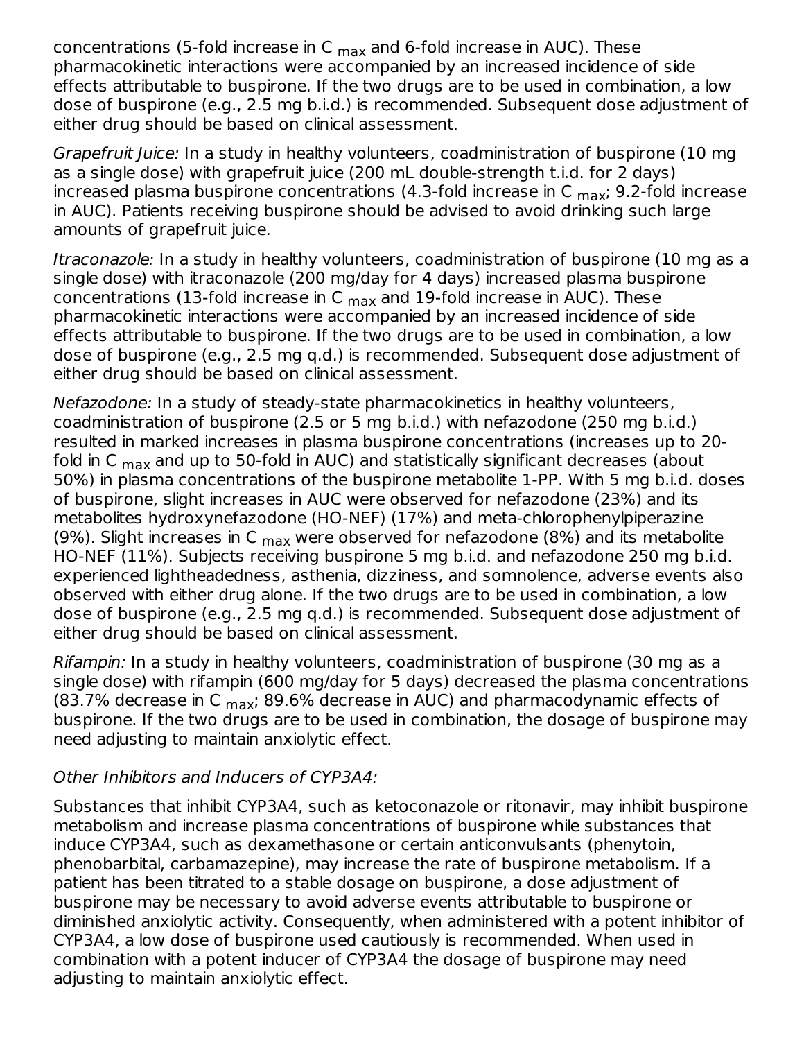concentrations (5-fold increase in $C_{max}$ and 6-fold increase in AUC). These pharmacokinetic interactions were accompanied by an increased incidence of side effects attributable to buspirone. If the two drugs are to be used in combination, a low dose of buspirone (e.g., 2.5 mg b.i.d.) is recommended. Subsequent dose adjustment of either drug should be based on clinical assessment.

*Grapefruit Juice:* In a study in healthy volunteers, coadministration of buspirone (10 mg as a single dose) with grapefruit juice (200 mL double-strength t.i.d. for 2 days) increased plasma buspirone concentrations (4.3-fold increase in $C_{max}$; 9.2-fold increase in AUC). Patients receiving buspirone should be advised to avoid drinking such large amounts of grapefruit juice.

*Itraconazole:* In a study in healthy volunteers, coadministration of buspirone (10 mg as a single dose) with itraconazole (200 mg/day for 4 days) increased plasma buspirone concentrations (13-fold increase in $C_{max}$ and 19-fold increase in AUC). These pharmacokinetic interactions were accompanied by an increased incidence of side effects attributable to buspirone. If the two drugs are to be used in combination, a low dose of buspirone (e.g., 2.5 mg q.d.) is recommended. Subsequent dose adjustment of either drug should be based on clinical assessment.

*Nefazodone:* In a study of steady-state pharmacokinetics in healthy volunteers, coadministration of buspirone (2.5 or 5 mg b.i.d.) with nefazodone (250 mg b.i.d.) resulted in marked increases in plasma buspirone concentrations (increases up to 20-fold in $C_{max}$ and up to 50-fold in AUC) and statistically significant decreases (about 50%) in plasma concentrations of the buspirone metabolite 1-PP. With 5 mg b.i.d. doses of buspirone, slight increases in AUC were observed for nefazodone (23%) and its metabolites hydroxynefazodone (HO-NEF) (17%) and meta-chlorophenylpiperazine (9%). Slight increases in $C_{max}$ were observed for nefazodone (8%) and its metabolite HO-NEF (11%). Subjects receiving buspirone 5 mg b.i.d. and nefazodone 250 mg b.i.d. experienced lightheadedness, asthenia, dizziness, and somnolence, adverse events also observed with either drug alone. If the two drugs are to be used in combination, a low dose of buspirone (e.g., 2.5 mg q.d.) is recommended. Subsequent dose adjustment of either drug should be based on clinical assessment.

*Rifampin:* In a study in healthy volunteers, coadministration of buspirone (30 mg as a single dose) with rifampin (600 mg/day for 5 days) decreased the plasma concentrations (83.7% decrease in $C_{max}$; 89.6% decrease in AUC) and pharmacodynamic effects of buspirone. If the two drugs are to be used in combination, the dosage of buspirone may need adjusting to maintain anxiolytic effect.

*Other Inhibitors and Inducers of CYP3A4:*

Substances that inhibit CYP3A4, such as ketoconazole or ritonavir, may inhibit buspirone metabolism and increase plasma concentrations of buspirone while substances that induce CYP3A4, such as dexamethasone or certain anticonvulsants (phenytoin, phenobarbital, carbamazepine), may increase the rate of buspirone metabolism. If a patient has been titrated to a stable dosage on buspirone, a dose adjustment of buspirone may be necessary to avoid adverse events attributable to buspirone or diminished anxiolytic activity. Consequently, when administered with a potent inhibitor of CYP3A4, a low dose of buspirone used cautiously is recommended. When used in combination with a potent inducer of CYP3A4 the dosage of buspirone may need adjusting to maintain anxiolytic effect.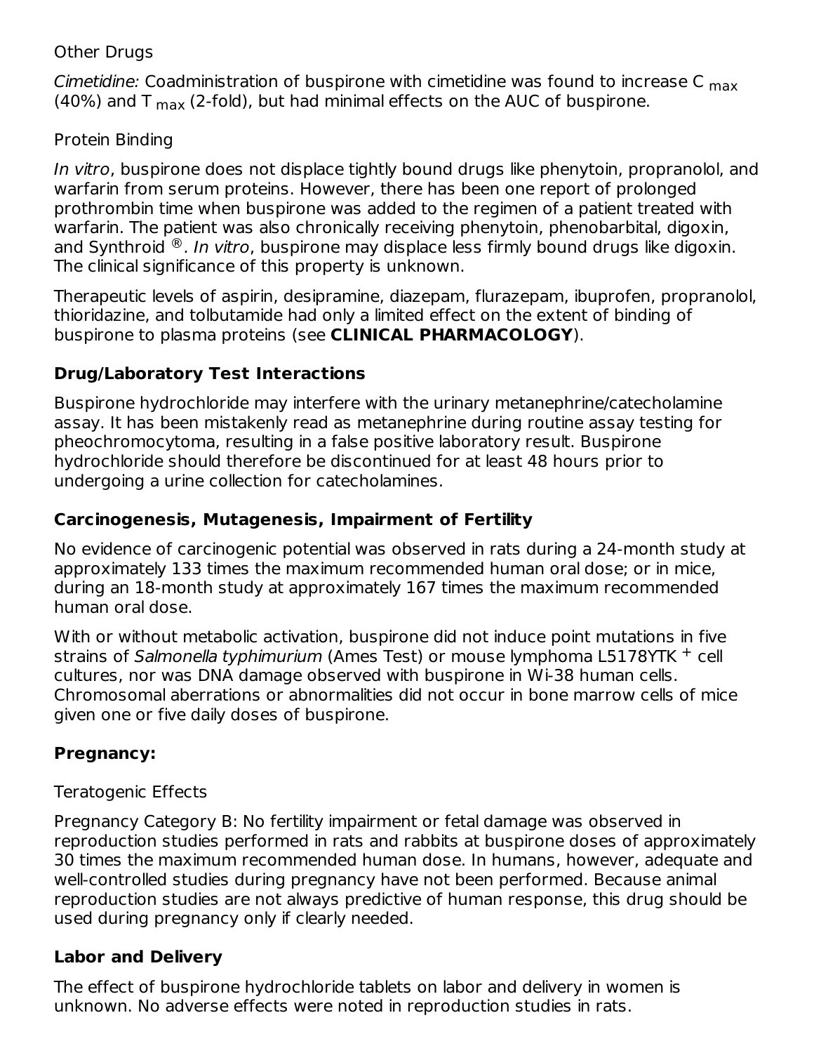Other Drugs

*Cimetidine:* Coadministration of buspirone with cimetidine was found to increase $C_{max}$ (40%) and $T_{max}$ (2-fold), but had minimal effects on the AUC of buspirone.

Protein Binding

*In vitro*, buspirone does not displace tightly bound drugs like phenytoin, propranolol, and warfarin from serum proteins. However, there has been one report of prolonged prothrombin time when buspirone was added to the regimen of a patient treated with warfarin. The patient was also chronically receiving phenytoin, phenobarbital, digoxin, and Synthroid®. *In vitro*, buspirone may displace less firmly bound drugs like digoxin. The clinical significance of this property is unknown.

Therapeutic levels of aspirin, desipramine, diazepam, flurazepam, ibuprofen, propranolol, thioridazine, and tolbutamide had only a limited effect on the extent of binding of buspirone to plasma proteins (see **CLINICAL PHARMACOLOGY**).

## Drug/Laboratory Test Interactions

Buspirone hydrochloride may interfere with the urinary metanephrine/catecholamine assay. It has been mistakenly read as metanephrine during routine assay testing for pheochromocytoma, resulting in a false positive laboratory result. Buspirone hydrochloride should therefore be discontinued for at least 48 hours prior to undergoing a urine collection for catecholamines.

## Carcinogenesis, Mutagenesis, Impairment of Fertility

No evidence of carcinogenic potential was observed in rats during a 24-month study at approximately 133 times the maximum recommended human oral dose; or in mice, during an 18-month study at approximately 167 times the maximum recommended human oral dose.

With or without metabolic activation, buspirone did not induce point mutations in five strains of *Salmonella typhimurium* (Ames Test) or mouse lymphoma L5178YTK$^{+}$ cell cultures, nor was DNA damage observed with buspirone in Wi-38 human cells. Chromosomal aberrations or abnormalities did not occur in bone marrow cells of mice given one or five daily doses of buspirone.

## Pregnancy:

Teratogenic Effects

Pregnancy Category B: No fertility impairment or fetal damage was observed in reproduction studies performed in rats and rabbits at buspirone doses of approximately 30 times the maximum recommended human dose. In humans, however, adequate and well-controlled studies during pregnancy have not been performed. Because animal reproduction studies are not always predictive of human response, this drug should be used during pregnancy only if clearly needed.

## Labor and Delivery

The effect of buspirone hydrochloride tablets on labor and delivery in women is unknown. No adverse effects were noted in reproduction studies in rats.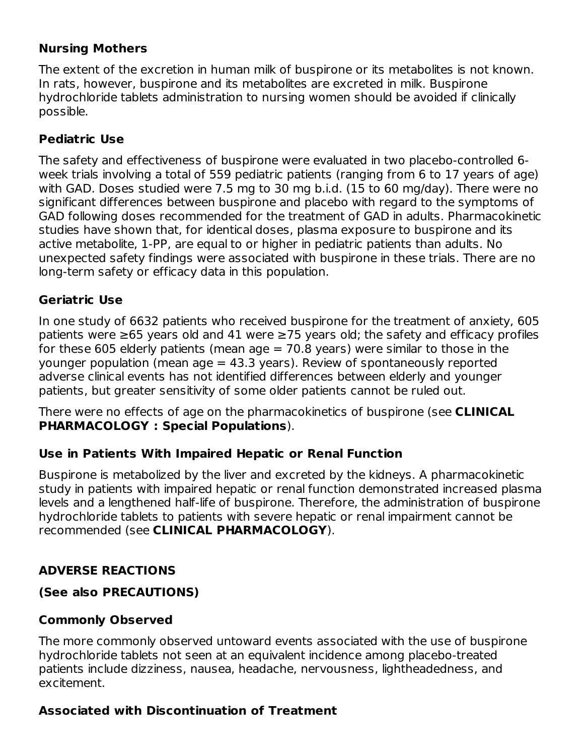### Nursing Mothers

The extent of the excretion in human milk of buspirone or its metabolites is not known. In rats, however, buspirone and its metabolites are excreted in milk. Buspirone hydrochloride tablets administration to nursing women should be avoided if clinically possible.

### Pediatric Use

The safety and effectiveness of buspirone were evaluated in two placebo-controlled 6-week trials involving a total of 559 pediatric patients (ranging from 6 to 17 years of age) with GAD. Doses studied were 7.5 mg to 30 mg b.i.d. (15 to 60 mg/day). There were no significant differences between buspirone and placebo with regard to the symptoms of GAD following doses recommended for the treatment of GAD in adults. Pharmacokinetic studies have shown that, for identical doses, plasma exposure to buspirone and its active metabolite, 1-PP, are equal to or higher in pediatric patients than adults. No unexpected safety findings were associated with buspirone in these trials. There are no long-term safety or efficacy data in this population.

### Geriatric Use

In one study of 6632 patients who received buspirone for the treatment of anxiety, 605 patients were ≥65 years old and 41 were ≥75 years old; the safety and efficacy profiles for these 605 elderly patients (mean age = 70.8 years) were similar to those in the younger population (mean age = 43.3 years). Review of spontaneously reported adverse clinical events has not identified differences between elderly and younger patients, but greater sensitivity of some older patients cannot be ruled out.

There were no effects of age on the pharmacokinetics of buspirone (see **CLINICAL PHARMACOLOGY : Special Populations**).

### Use in Patients With Impaired Hepatic or Renal Function

Buspirone is metabolized by the liver and excreted by the kidneys. A pharmacokinetic study in patients with impaired hepatic or renal function demonstrated increased plasma levels and a lengthened half-life of buspirone. Therefore, the administration of buspirone hydrochloride tablets to patients with severe hepatic or renal impairment cannot be recommended (see **CLINICAL PHARMACOLOGY**).

## ADVERSE REACTIONS

### (See also PRECAUTIONS)

### Commonly Observed

The more commonly observed untoward events associated with the use of buspirone hydrochloride tablets not seen at an equivalent incidence among placebo-treated patients include dizziness, nausea, headache, nervousness, lightheadedness, and excitement.

### Associated with Discontinuation of Treatment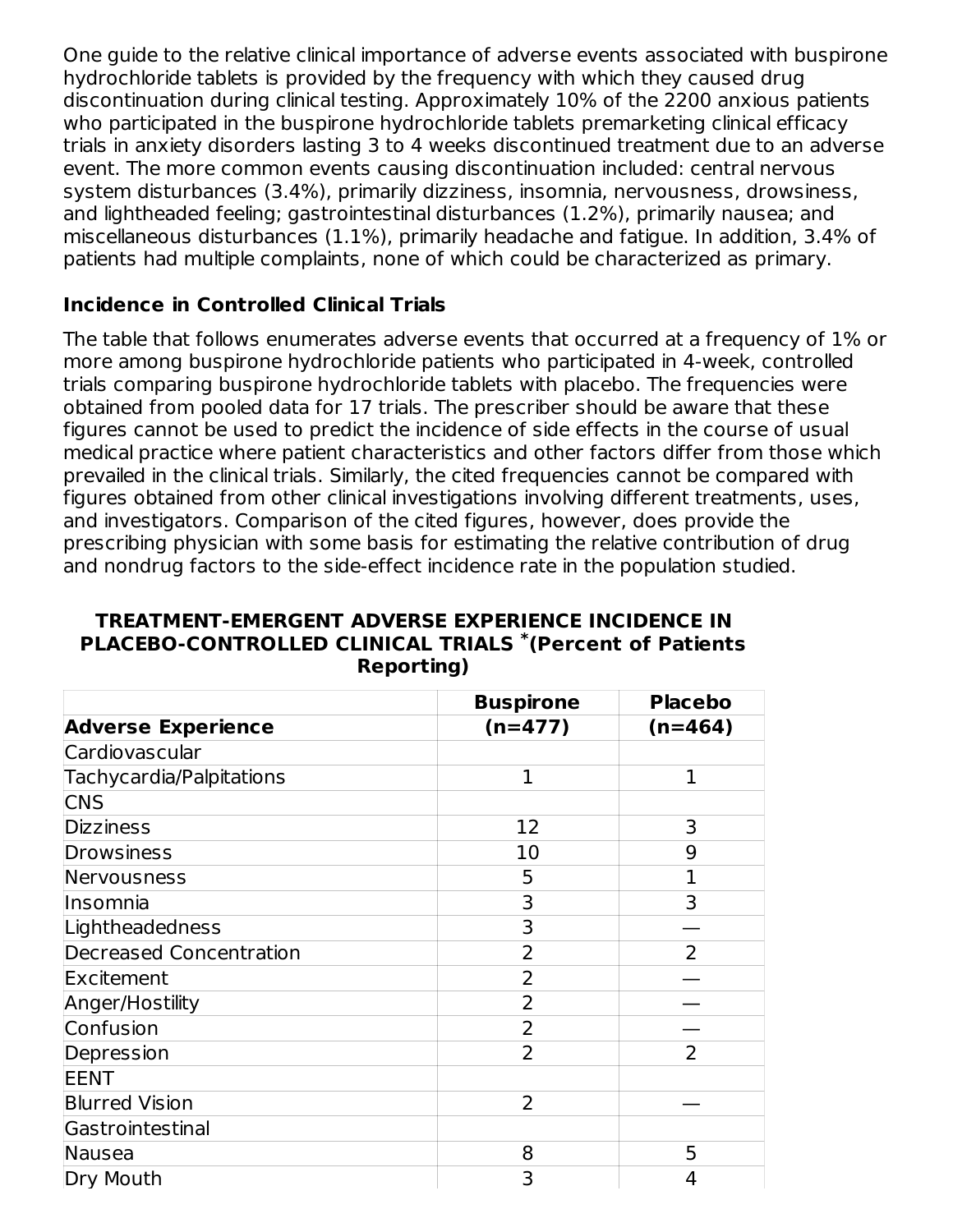One guide to the relative clinical importance of adverse events associated with buspirone hydrochloride tablets is provided by the frequency with which they caused drug discontinuation during clinical testing. Approximately 10% of the 2200 anxious patients who participated in the buspirone hydrochloride tablets premarketing clinical efficacy trials in anxiety disorders lasting 3 to 4 weeks discontinued treatment due to an adverse event. The more common events causing discontinuation included: central nervous system disturbances (3.4%), primarily dizziness, insomnia, nervousness, drowsiness, and lightheaded feeling; gastrointestinal disturbances (1.2%), primarily nausea; and miscellaneous disturbances (1.1%), primarily headache and fatigue. In addition, 3.4% of patients had multiple complaints, none of which could be characterized as primary.

### Incidence in Controlled Clinical Trials

The table that follows enumerates adverse events that occurred at a frequency of 1% or more among buspirone hydrochloride patients who participated in 4-week, controlled trials comparing buspirone hydrochloride tablets with placebo. The frequencies were obtained from pooled data for 17 trials. The prescriber should be aware that these figures cannot be used to predict the incidence of side effects in the course of usual medical practice where patient characteristics and other factors differ from those which prevailed in the clinical trials. Similarly, the cited frequencies cannot be compared with figures obtained from other clinical investigations involving different treatments, uses, and investigators. Comparison of the cited figures, however, does provide the prescribing physician with some basis for estimating the relative contribution of drug and nondrug factors to the side-effect incidence rate in the population studied.

**TREATMENT-EMERGENT ADVERSE EXPERIENCE INCIDENCE IN PLACEBO-CONTROLLED CLINICAL TRIALS *(Percent of Patients Reporting)**

| Adverse Experience | Buspirone (n=477) | Placebo (n=464) |
|---|---|---|
| Cardiovascular | | |
| Tachycardia/Palpitations | 1 | 1 |
| CNS | | |
| Dizziness | 12 | 3 |
| Drowsiness | 10 | 9 |
| Nervousness | 5 | 1 |
| Insomnia | 3 | 3 |
| Lightheadedness | 3 | — |
| Decreased Concentration | 2 | 2 |
| Excitement | 2 | — |
| Anger/Hostility | 2 | — |
| Confusion | 2 | — |
| Depression | 2 | 2 |
| EENT | | |
| Blurred Vision | 2 | — |
| Gastrointestinal | | |
| Nausea | 8 | 5 |
| Dry Mouth | 3 | 4 |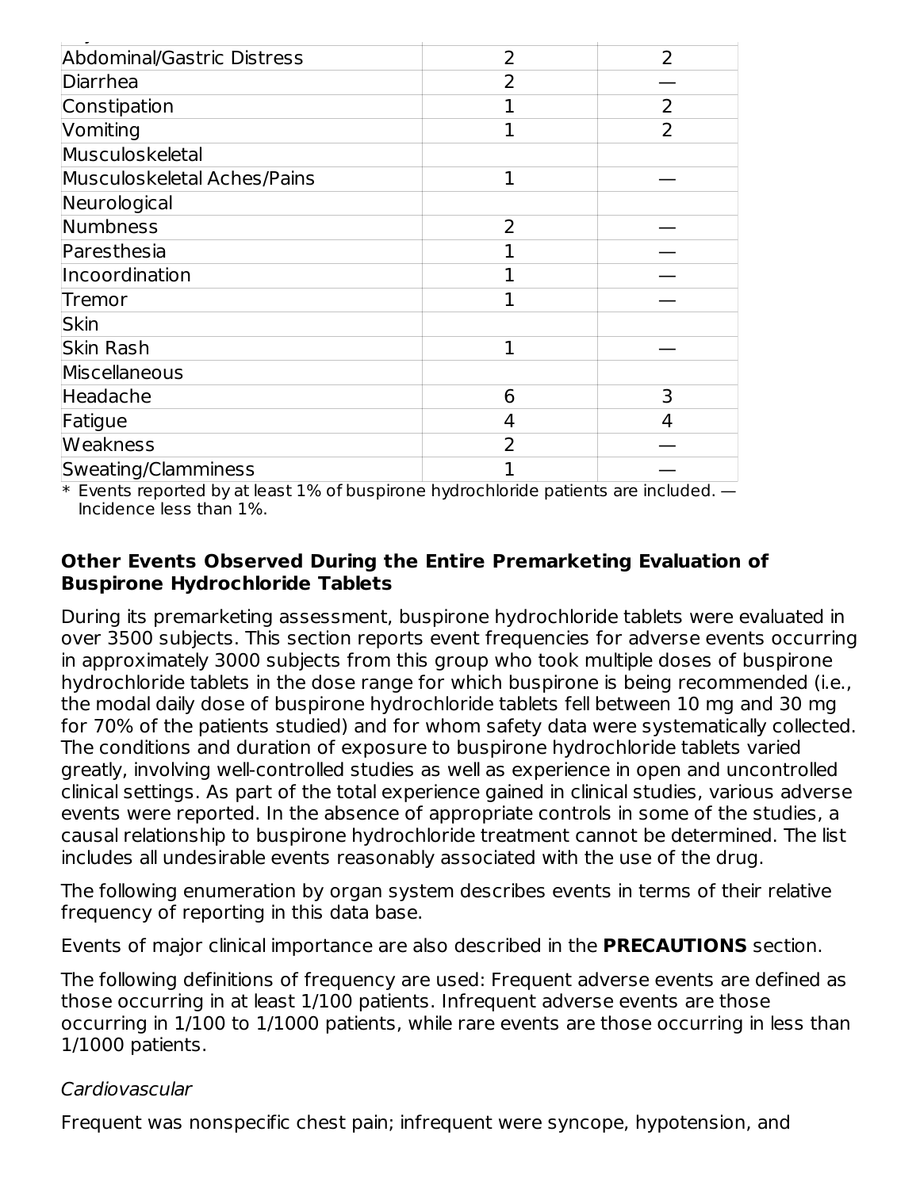| | | |
|---|---|---|
| Abdominal/Gastric Distress | 2 | 2 |
| Diarrhea | 2 | — |
| Constipation | 1 | 2 |
| Vomiting | 1 | 2 |
| Musculoskeletal | | |
| Musculoskeletal Aches/Pains | 1 | — |
| Neurological | | |
| Numbness | 2 | — |
| Paresthesia | 1 | — |
| Incoordination | 1 | — |
| Tremor | 1 | — |
| Skin | | |
| Skin Rash | 1 | — |
| Miscellaneous | | |
| Headache | 6 | 3 |
| Fatigue | 4 | 4 |
| Weakness | 2 | — |
| Sweating/Clamminess | 1 | — |

* Events reported by at least 1% of buspirone hydrochloride patients are included. — Incidence less than 1%.

### Other Events Observed During the Entire Premarketing Evaluation of Buspirone Hydrochloride Tablets

During its premarketing assessment, buspirone hydrochloride tablets were evaluated in over 3500 subjects. This section reports event frequencies for adverse events occurring in approximately 3000 subjects from this group who took multiple doses of buspirone hydrochloride tablets in the dose range for which buspirone is being recommended (i.e., the modal daily dose of buspirone hydrochloride tablets fell between 10 mg and 30 mg for 70% of the patients studied) and for whom safety data were systematically collected. The conditions and duration of exposure to buspirone hydrochloride tablets varied greatly, involving well-controlled studies as well as experience in open and uncontrolled clinical settings. As part of the total experience gained in clinical studies, various adverse events were reported. In the absence of appropriate controls in some of the studies, a causal relationship to buspirone hydrochloride treatment cannot be determined. The list includes all undesirable events reasonably associated with the use of the drug.

The following enumeration by organ system describes events in terms of their relative frequency of reporting in this data base.

Events of major clinical importance are also described in the **PRECAUTIONS** section.

The following definitions of frequency are used: Frequent adverse events are defined as those occurring in at least 1/100 patients. Infrequent adverse events are those occurring in 1/100 to 1/1000 patients, while rare events are those occurring in less than 1/1000 patients.

*Cardiovascular*

Frequent was nonspecific chest pain; infrequent were syncope, hypotension, and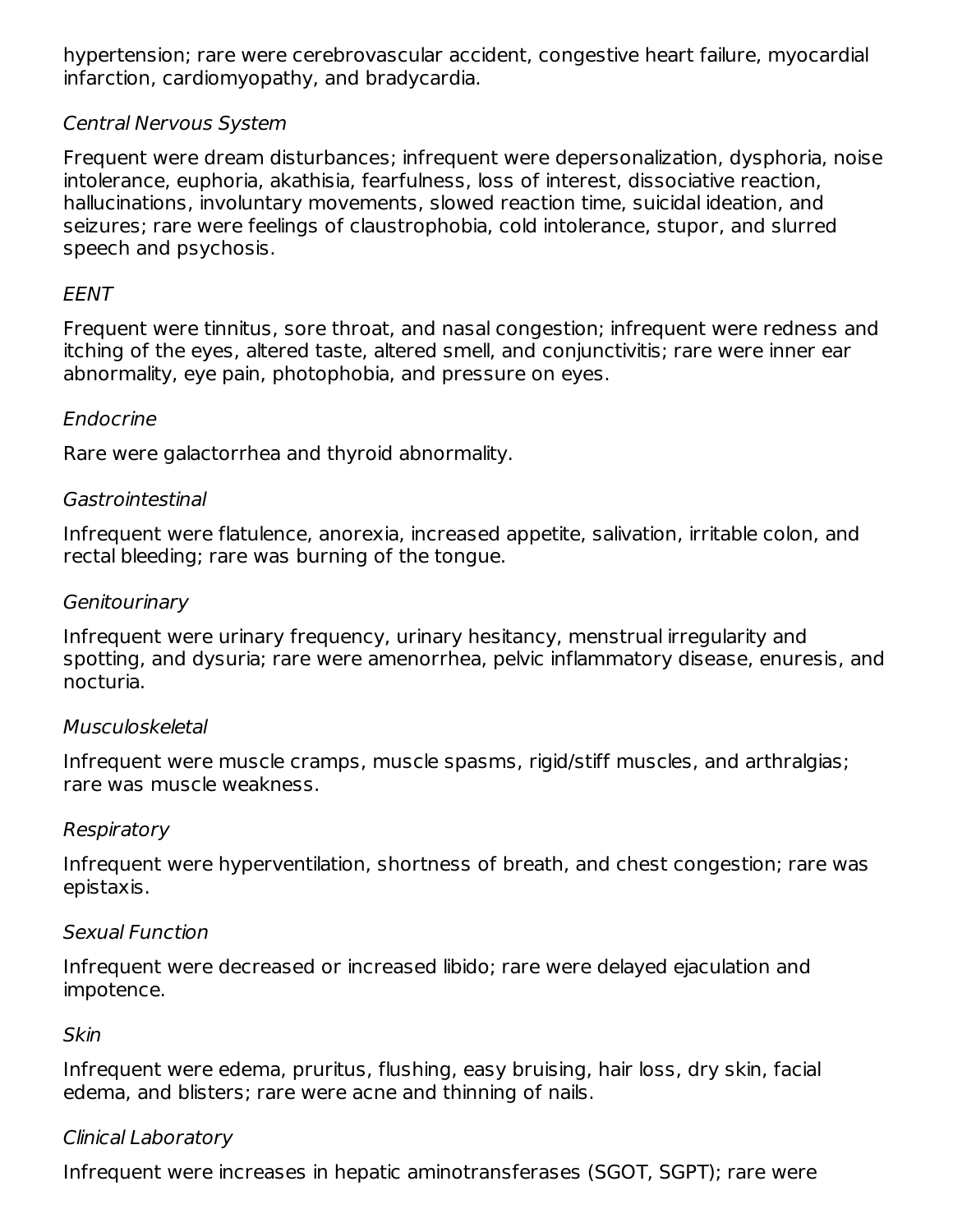hypertension; rare were cerebrovascular accident, congestive heart failure, myocardial infarction, cardiomyopathy, and bradycardia.

*Central Nervous System*

Frequent were dream disturbances; infrequent were depersonalization, dysphoria, noise intolerance, euphoria, akathisia, fearfulness, loss of interest, dissociative reaction, hallucinations, involuntary movements, slowed reaction time, suicidal ideation, and seizures; rare were feelings of claustrophobia, cold intolerance, stupor, and slurred speech and psychosis.

*EENT*

Frequent were tinnitus, sore throat, and nasal congestion; infrequent were redness and itching of the eyes, altered taste, altered smell, and conjunctivitis; rare were inner ear abnormality, eye pain, photophobia, and pressure on eyes.

*Endocrine*

Rare were galactorrhea and thyroid abnormality.

*Gastrointestinal*

Infrequent were flatulence, anorexia, increased appetite, salivation, irritable colon, and rectal bleeding; rare was burning of the tongue.

*Genitourinary*

Infrequent were urinary frequency, urinary hesitancy, menstrual irregularity and spotting, and dysuria; rare were amenorrhea, pelvic inflammatory disease, enuresis, and nocturia.

*Musculoskeletal*

Infrequent were muscle cramps, muscle spasms, rigid/stiff muscles, and arthralgias; rare was muscle weakness.

*Respiratory*

Infrequent were hyperventilation, shortness of breath, and chest congestion; rare was epistaxis.

*Sexual Function*

Infrequent were decreased or increased libido; rare were delayed ejaculation and impotence.

*Skin*

Infrequent were edema, pruritus, flushing, easy bruising, hair loss, dry skin, facial edema, and blisters; rare were acne and thinning of nails.

*Clinical Laboratory*

Infrequent were increases in hepatic aminotransferases (SGOT, SGPT); rare were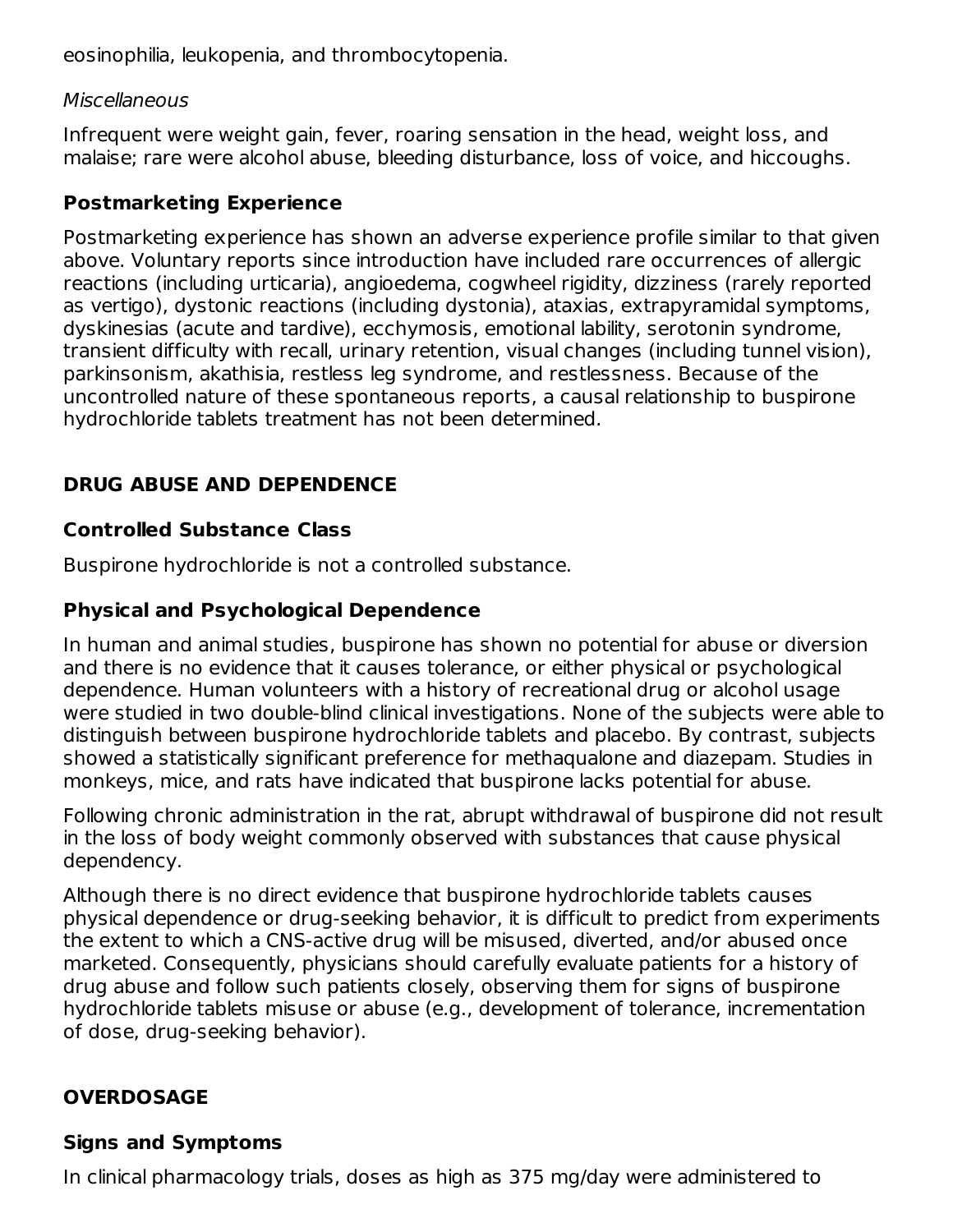eosinophilia, leukopenia, and thrombocytopenia.

*Miscellaneous*

Infrequent were weight gain, fever, roaring sensation in the head, weight loss, and malaise; rare were alcohol abuse, bleeding disturbance, loss of voice, and hiccoughs.

### Postmarketing Experience

Postmarketing experience has shown an adverse experience profile similar to that given above. Voluntary reports since introduction have included rare occurrences of allergic reactions (including urticaria), angioedema, cogwheel rigidity, dizziness (rarely reported as vertigo), dystonic reactions (including dystonia), ataxias, extrapyramidal symptoms, dyskinesias (acute and tardive), ecchymosis, emotional lability, serotonin syndrome, transient difficulty with recall, urinary retention, visual changes (including tunnel vision), parkinsonism, akathisia, restless leg syndrome, and restlessness. Because of the uncontrolled nature of these spontaneous reports, a causal relationship to buspirone hydrochloride tablets treatment has not been determined.

## DRUG ABUSE AND DEPENDENCE

### Controlled Substance Class

Buspirone hydrochloride is not a controlled substance.

### Physical and Psychological Dependence

In human and animal studies, buspirone has shown no potential for abuse or diversion and there is no evidence that it causes tolerance, or either physical or psychological dependence. Human volunteers with a history of recreational drug or alcohol usage were studied in two double-blind clinical investigations. None of the subjects were able to distinguish between buspirone hydrochloride tablets and placebo. By contrast, subjects showed a statistically significant preference for methaqualone and diazepam. Studies in monkeys, mice, and rats have indicated that buspirone lacks potential for abuse.

Following chronic administration in the rat, abrupt withdrawal of buspirone did not result in the loss of body weight commonly observed with substances that cause physical dependency.

Although there is no direct evidence that buspirone hydrochloride tablets causes physical dependence or drug-seeking behavior, it is difficult to predict from experiments the extent to which a CNS-active drug will be misused, diverted, and/or abused once marketed. Consequently, physicians should carefully evaluate patients for a history of drug abuse and follow such patients closely, observing them for signs of buspirone hydrochloride tablets misuse or abuse (e.g., development of tolerance, incrementation of dose, drug-seeking behavior).

## OVERDOSAGE

### Signs and Symptoms

In clinical pharmacology trials, doses as high as 375 mg/day were administered to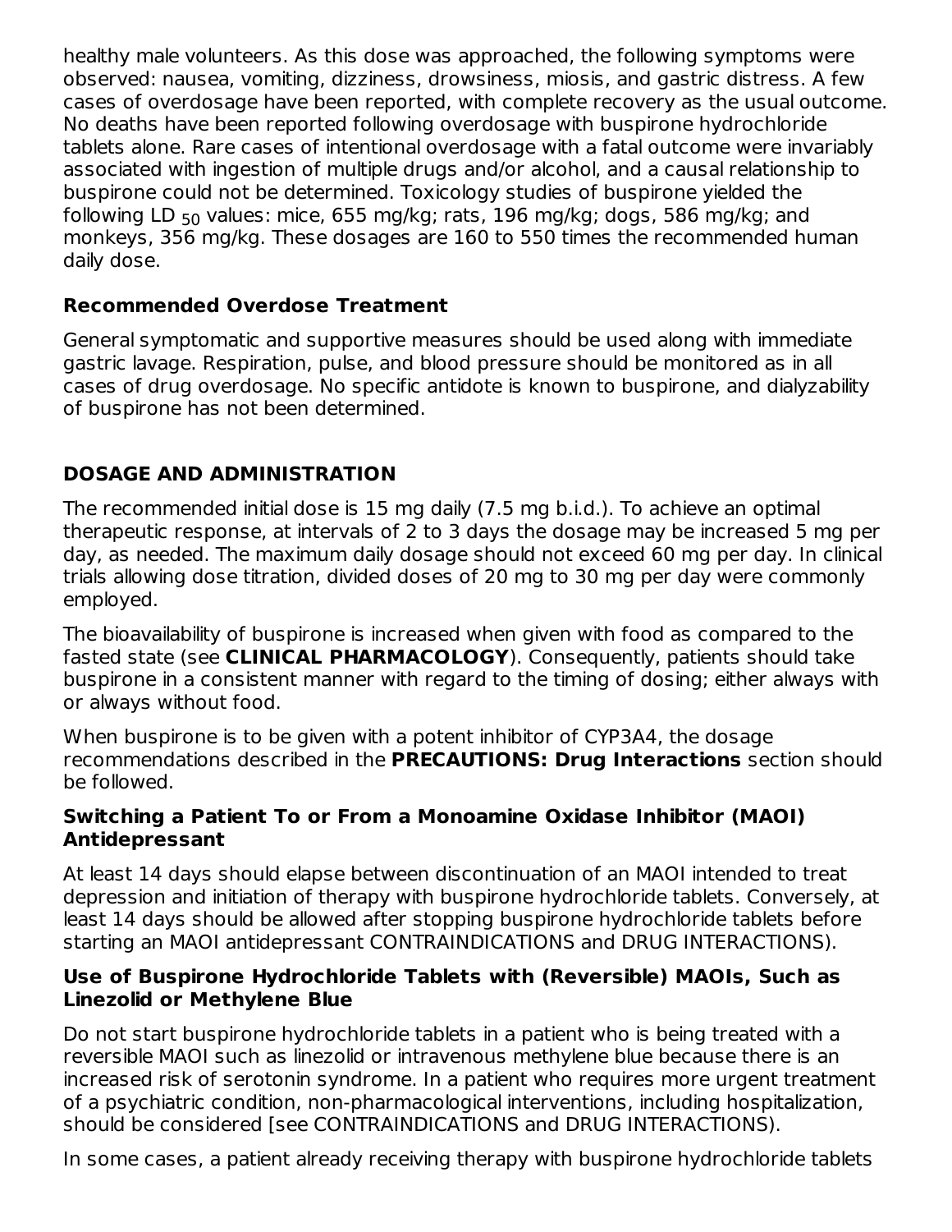healthy male volunteers. As this dose was approached, the following symptoms were observed: nausea, vomiting, dizziness, drowsiness, miosis, and gastric distress. A few cases of overdosage have been reported, with complete recovery as the usual outcome. No deaths have been reported following overdosage with buspirone hydrochloride tablets alone. Rare cases of intentional overdosage with a fatal outcome were invariably associated with ingestion of multiple drugs and/or alcohol, and a causal relationship to buspirone could not be determined. Toxicology studies of buspirone yielded the following $LD_{50}$ values: mice, 655 mg/kg; rats, 196 mg/kg; dogs, 586 mg/kg; and monkeys, 356 mg/kg. These dosages are 160 to 550 times the recommended human daily dose.

### Recommended Overdose Treatment

General symptomatic and supportive measures should be used along with immediate gastric lavage. Respiration, pulse, and blood pressure should be monitored as in all cases of drug overdosage. No specific antidote is known to buspirone, and dialyzability of buspirone has not been determined.

## DOSAGE AND ADMINISTRATION

The recommended initial dose is 15 mg daily (7.5 mg b.i.d.). To achieve an optimal therapeutic response, at intervals of 2 to 3 days the dosage may be increased 5 mg per day, as needed. The maximum daily dosage should not exceed 60 mg per day. In clinical trials allowing dose titration, divided doses of 20 mg to 30 mg per day were commonly employed.

The bioavailability of buspirone is increased when given with food as compared to the fasted state (see **CLINICAL PHARMACOLOGY**). Consequently, patients should take buspirone in a consistent manner with regard to the timing of dosing; either always with or always without food.

When buspirone is to be given with a potent inhibitor of CYP3A4, the dosage recommendations described in the **PRECAUTIONS: Drug Interactions** section should be followed.

### Switching a Patient To or From a Monoamine Oxidase Inhibitor (MAOI) Antidepressant

At least 14 days should elapse between discontinuation of an MAOI intended to treat depression and initiation of therapy with buspirone hydrochloride tablets. Conversely, at least 14 days should be allowed after stopping buspirone hydrochloride tablets before starting an MAOI antidepressant CONTRAINDICATIONS and DRUG INTERACTIONS).

### Use of Buspirone Hydrochloride Tablets with (Reversible) MAOIs, Such as Linezolid or Methylene Blue

Do not start buspirone hydrochloride tablets in a patient who is being treated with a reversible MAOI such as linezolid or intravenous methylene blue because there is an increased risk of serotonin syndrome. In a patient who requires more urgent treatment of a psychiatric condition, non-pharmacological interventions, including hospitalization, should be considered [see CONTRAINDICATIONS and DRUG INTERACTIONS).

In some cases, a patient already receiving therapy with buspirone hydrochloride tablets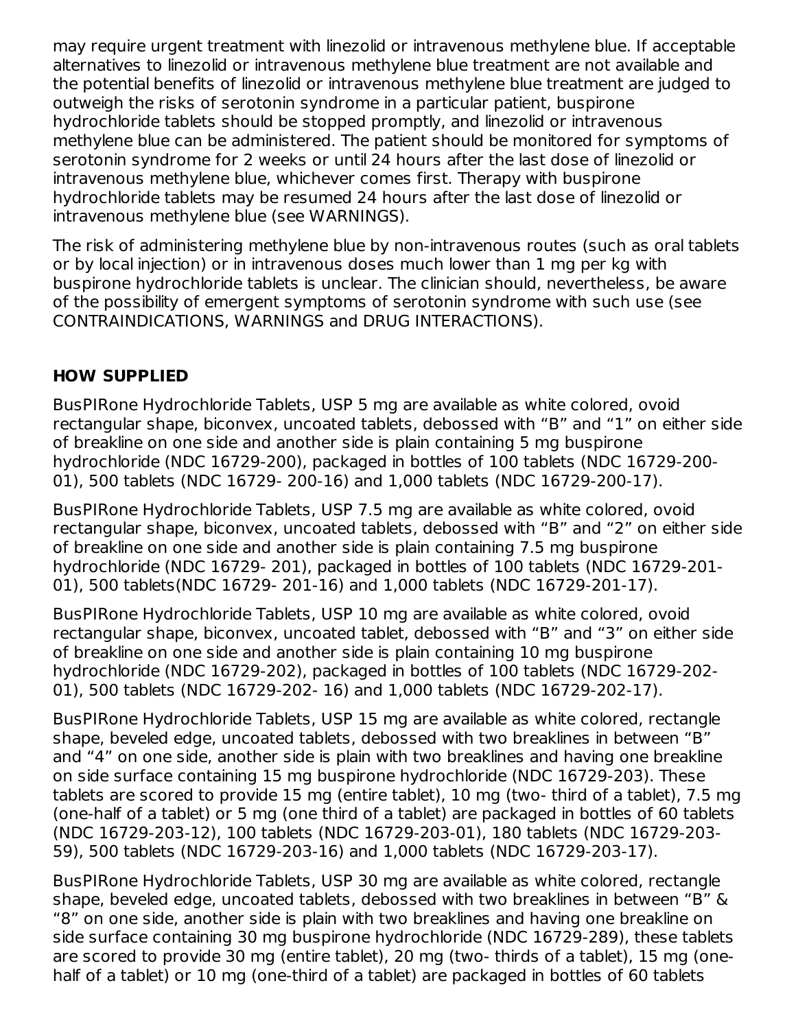may require urgent treatment with linezolid or intravenous methylene blue. If acceptable alternatives to linezolid or intravenous methylene blue treatment are not available and the potential benefits of linezolid or intravenous methylene blue treatment are judged to outweigh the risks of serotonin syndrome in a particular patient, buspirone hydrochloride tablets should be stopped promptly, and linezolid or intravenous methylene blue can be administered. The patient should be monitored for symptoms of serotonin syndrome for 2 weeks or until 24 hours after the last dose of linezolid or intravenous methylene blue, whichever comes first. Therapy with buspirone hydrochloride tablets may be resumed 24 hours after the last dose of linezolid or intravenous methylene blue (see WARNINGS).

The risk of administering methylene blue by non-intravenous routes (such as oral tablets or by local injection) or in intravenous doses much lower than 1 mg per kg with buspirone hydrochloride tablets is unclear. The clinician should, nevertheless, be aware of the possibility of emergent symptoms of serotonin syndrome with such use (see CONTRAINDICATIONS, WARNINGS and DRUG INTERACTIONS).

## HOW SUPPLIED

BusPIRone Hydrochloride Tablets, USP 5 mg are available as white colored, ovoid rectangular shape, biconvex, uncoated tablets, debossed with “B” and “1” on either side of breakline on one side and another side is plain containing 5 mg buspirone hydrochloride (NDC 16729-200), packaged in bottles of 100 tablets (NDC 16729-200-01), 500 tablets (NDC 16729- 200-16) and 1,000 tablets (NDC 16729-200-17).

BusPIRone Hydrochloride Tablets, USP 7.5 mg are available as white colored, ovoid rectangular shape, biconvex, uncoated tablets, debossed with “B” and “2” on either side of breakline on one side and another side is plain containing 7.5 mg buspirone hydrochloride (NDC 16729- 201), packaged in bottles of 100 tablets (NDC 16729-201-01), 500 tablets(NDC 16729- 201-16) and 1,000 tablets (NDC 16729-201-17).

BusPIRone Hydrochloride Tablets, USP 10 mg are available as white colored, ovoid rectangular shape, biconvex, uncoated tablet, debossed with “B” and “3” on either side of breakline on one side and another side is plain containing 10 mg buspirone hydrochloride (NDC 16729-202), packaged in bottles of 100 tablets (NDC 16729-202-01), 500 tablets (NDC 16729-202- 16) and 1,000 tablets (NDC 16729-202-17).

BusPIRone Hydrochloride Tablets, USP 15 mg are available as white colored, rectangle shape, beveled edge, uncoated tablets, debossed with two breaklines in between “B” and “4” on one side, another side is plain with two breaklines and having one breakline on side surface containing 15 mg buspirone hydrochloride (NDC 16729-203). These tablets are scored to provide 15 mg (entire tablet), 10 mg (two- third of a tablet), 7.5 mg (one-half of a tablet) or 5 mg (one third of a tablet) are packaged in bottles of 60 tablets (NDC 16729-203-12), 100 tablets (NDC 16729-203-01), 180 tablets (NDC 16729-203-59), 500 tablets (NDC 16729-203-16) and 1,000 tablets (NDC 16729-203-17).

BusPIRone Hydrochloride Tablets, USP 30 mg are available as white colored, rectangle shape, beveled edge, uncoated tablets, debossed with two breaklines in between “B” & “8” on one side, another side is plain with two breaklines and having one breakline on side surface containing 30 mg buspirone hydrochloride (NDC 16729-289), these tablets are scored to provide 30 mg (entire tablet), 20 mg (two- thirds of a tablet), 15 mg (one-half of a tablet) or 10 mg (one-third of a tablet) are packaged in bottles of 60 tablets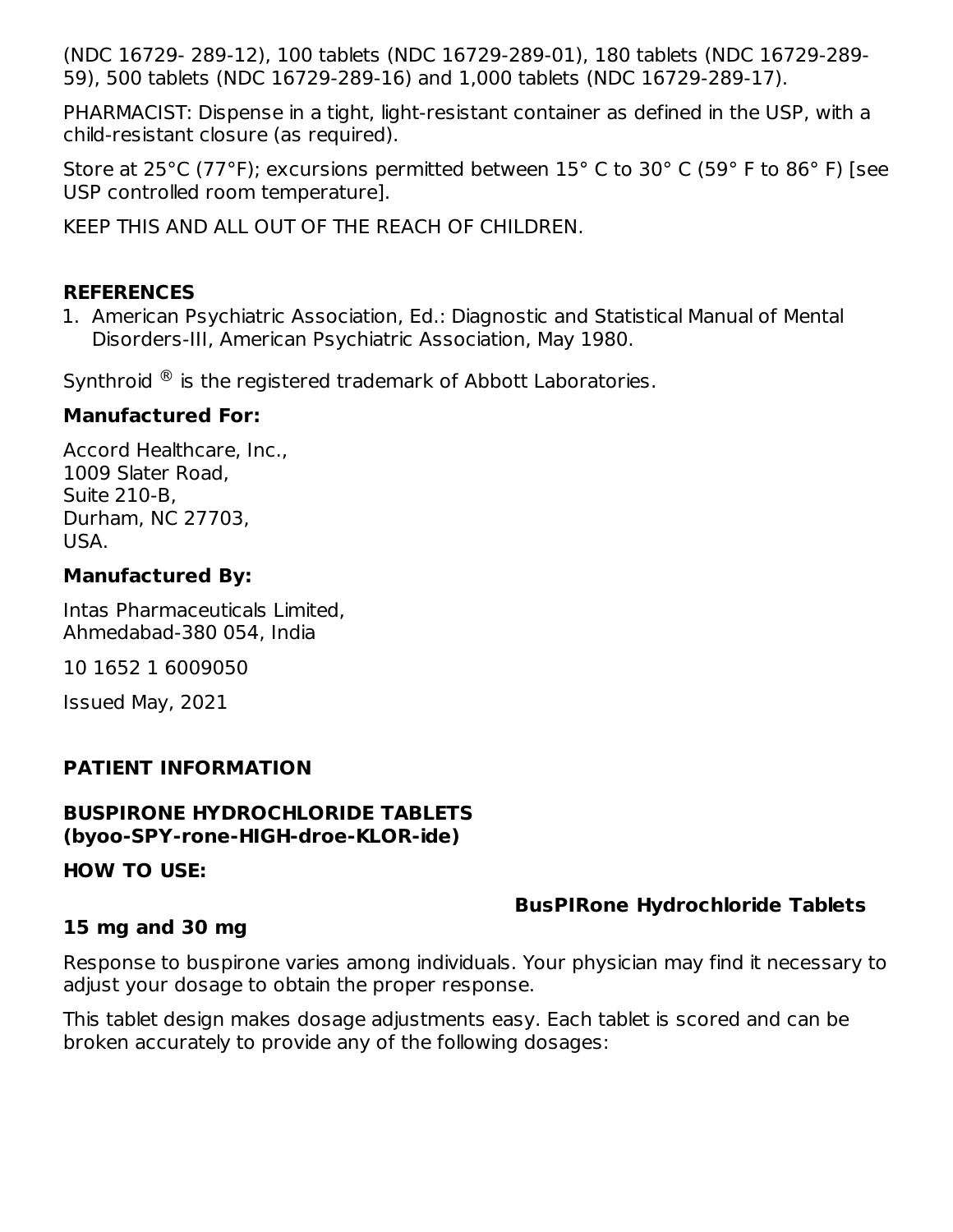(NDC 16729- 289-12), 100 tablets (NDC 16729-289-01), 180 tablets (NDC 16729-289-59), 500 tablets (NDC 16729-289-16) and 1,000 tablets (NDC 16729-289-17).

PHARMACIST: Dispense in a tight, light-resistant container as defined in the USP, with a child-resistant closure (as required).

Store at 25°C (77°F); excursions permitted between 15° C to 30° C (59° F to 86° F) [see USP controlled room temperature].

KEEP THIS AND ALL OUT OF THE REACH OF CHILDREN.

## REFERENCES

1. American Psychiatric Association, Ed.: Diagnostic and Statistical Manual of Mental Disorders-III, American Psychiatric Association, May 1980.

Synthroid ® is the registered trademark of Abbott Laboratories.

**Manufactured For:**

Accord Healthcare, Inc.,
1009 Slater Road,
Suite 210-B,
Durham, NC 27703,
USA.

**Manufactured By:**

Intas Pharmaceuticals Limited,
Ahmedabad-380 054, India

10 1652 1 6009050

Issued May, 2021

## PATIENT INFORMATION

### BUSPIRONE HYDROCHLORIDE TABLETS (byoo-SPY-rone-HIGH-droe-KLOR-ide)

**HOW TO USE:**

**BusPIRone Hydrochloride Tablets 15 mg and 30 mg**

Response to buspirone varies among individuals. Your physician may find it necessary to adjust your dosage to obtain the proper response.

This tablet design makes dosage adjustments easy. Each tablet is scored and can be broken accurately to provide any of the following dosages: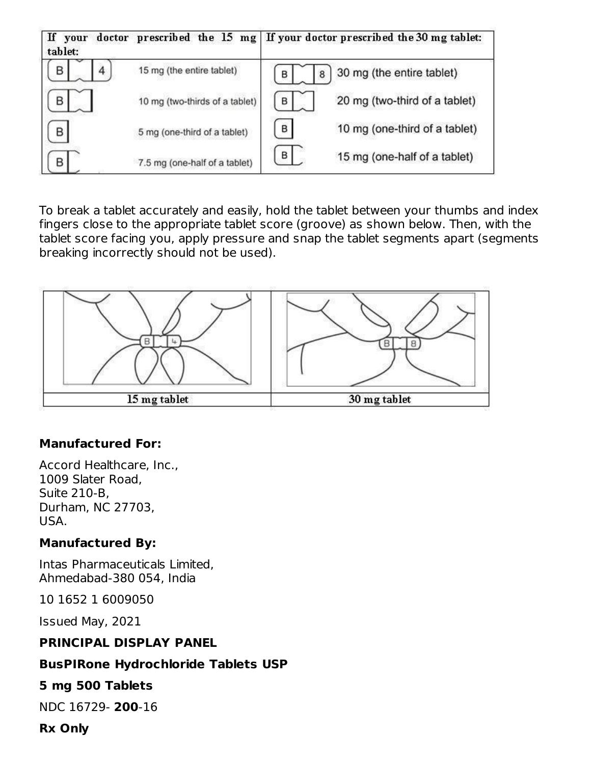| If your doctor prescribed the 15 mg tablet: | | If your doctor prescribed the 30 mg tablet: | |
|---|---|---|---|
| B 4 | 15 mg (the entire tablet) | B 8 | 30 mg (the entire tablet) |
| B | 10 mg (two-thirds of a tablet) | B | 20 mg (two-third of a tablet) |
| B | 5 mg (one-third of a tablet) | B | 10 mg (one-third of a tablet) |
| B | 7.5 mg (one-half of a tablet) | B | 15 mg (one-half of a tablet) |

To break a tablet accurately and easily, hold the tablet between your thumbs and index fingers close to the appropriate tablet score (groove) as shown below. Then, with the tablet score facing you, apply pressure and snap the tablet segments apart (segments breaking incorrectly should not be used).

| 15 mg tablet | 30 mg tablet |
|---|---|

**Manufactured For:**

Accord Healthcare, Inc.,
1009 Slater Road,
Suite 210-B,
Durham, NC 27703,
USA.

**Manufactured By:**

Intas Pharmaceuticals Limited,
Ahmedabad-380 054, India

10 1652 1 6009050

Issued May, 2021

**PRINCIPAL DISPLAY PANEL**

**BusPIRone Hydrochloride Tablets USP**

**5 mg 500 Tablets**

NDC 16729- **200**-16

**Rx Only**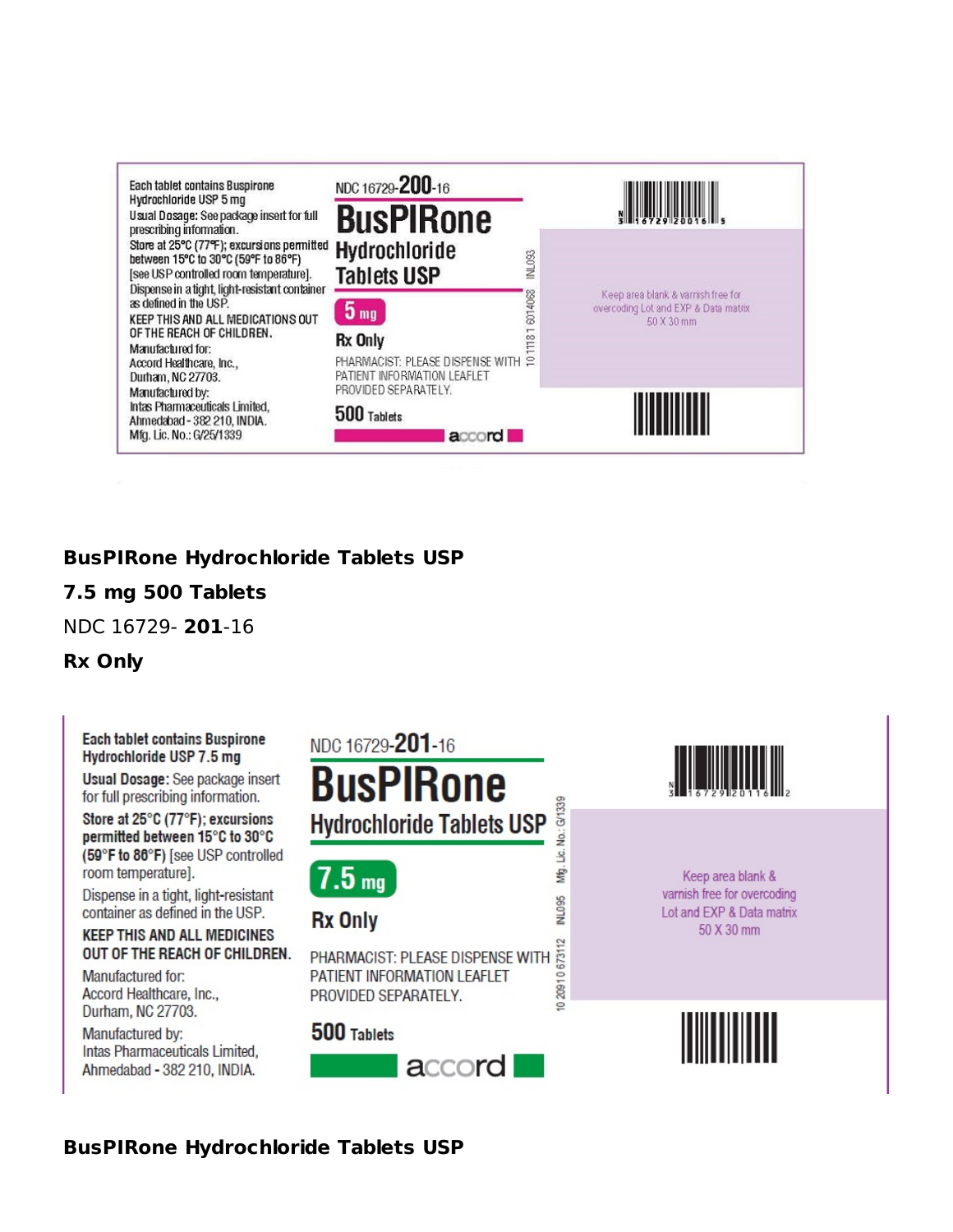Each tablet contains Buspirone Hydrochloride USP 5 mg

Usual Dosage: See package insert for full prescribing information.

Store at 25°C (77°F); excursions permitted between 15°C to 30°C (59°F to 86°F) [see USP controlled room temperature].

Dispense in a tight, light-resistant container as defined in the USP.

KEEP THIS AND ALL MEDICATIONS OUT OF THE REACH OF CHILDREN.

Manufactured for:
Accord Healthcare, Inc.,
Durham, NC 27703.

Manufactured by:
Intas Pharmaceuticals Limited,
Ahmedabad - 382 210, INDIA.
Mfg. Lic. No.: G/25/1339

NDC 16729-**200**-16

**BusPIRone Hydrochloride Tablets USP**

**5 mg**

**Rx Only**

PHARMACIST: PLEASE DISPENSE WITH PATIENT INFORMATION LEAFLET PROVIDED SEPARATELY.

**500 Tablets**

accord

10 1118 1 6014068 INL093

Keep area blank & varnish free for overcoding Lot and EXP & Data matrix 50 X 30 mm

**BusPIRone Hydrochloride Tablets USP**

**7.5 mg 500 Tablets**

NDC 16729- **201**-16

**Rx Only**

Each tablet contains Buspirone Hydrochloride USP 7.5 mg

Usual Dosage: See package insert for full prescribing information.

Store at 25°C (77°F); excursions permitted between 15°C to 30°C (59°F to 86°F) [see USP controlled room temperature].

Dispense in a tight, light-resistant container as defined in the USP.

KEEP THIS AND ALL MEDICINES OUT OF THE REACH OF CHILDREN.

Manufactured for:
Accord Healthcare, Inc.,
Durham, NC 27703.

Manufactured by:
Intas Pharmaceuticals Limited,
Ahmedabad - 382 210, INDIA.

NDC 16729-**201**-16

**BusPIRone Hydrochloride Tablets USP**

**7.5 mg**

**Rx Only**

PHARMACIST: PLEASE DISPENSE WITH PATIENT INFORMATION LEAFLET PROVIDED SEPARATELY.

**500 Tablets**

accord

10 20910 673112 INL095 Mfg. Lic. No.: G/1339

Keep area blank & varnish free for overcoding Lot and EXP & Data matrix 50 X 30 mm

**BusPIRone Hydrochloride Tablets USP**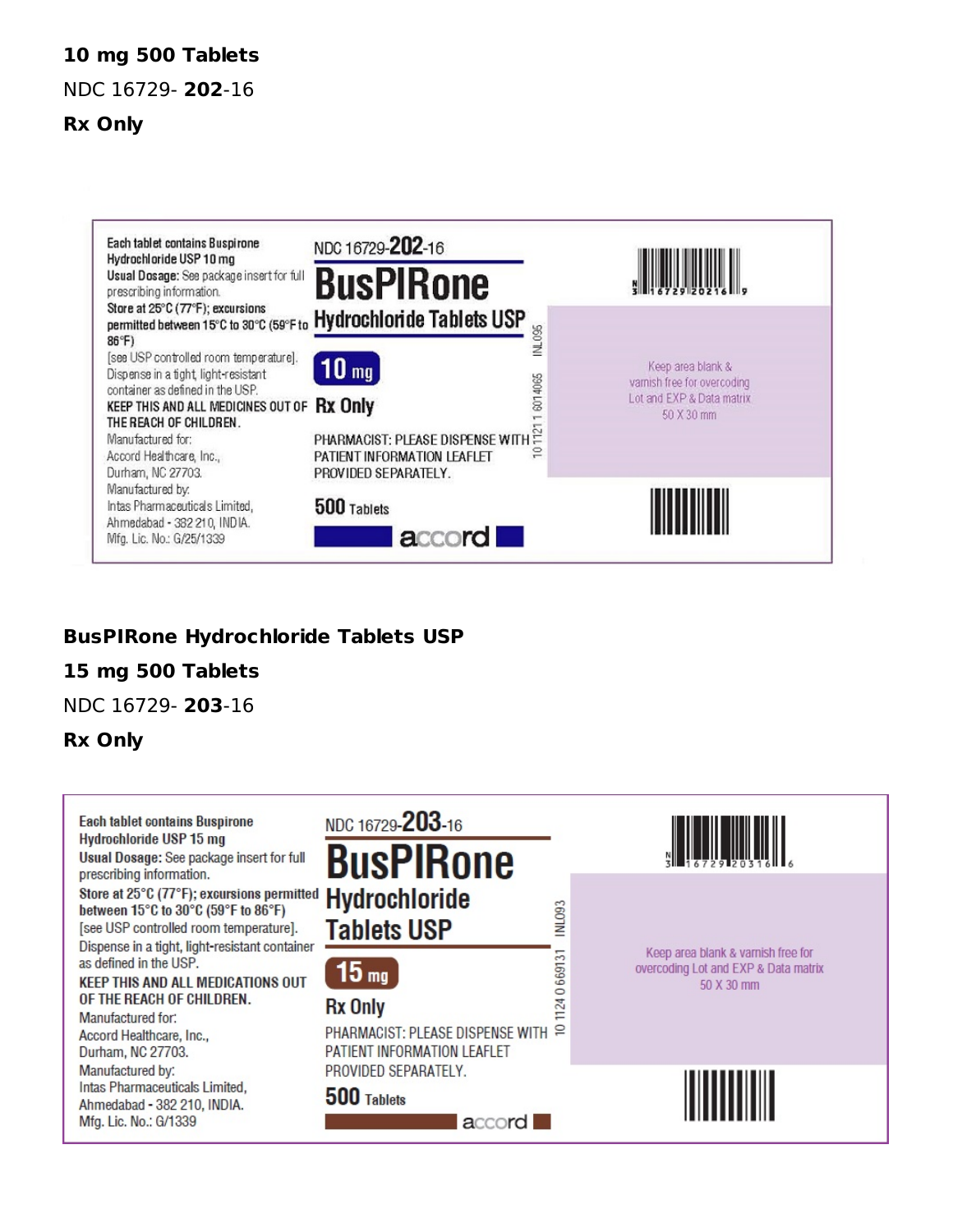**10 mg 500 Tablets**

NDC 16729- **202**-16

**Rx Only**

Each tablet contains Buspirone Hydrochloride USP 10 mg

**Usual Dosage:** See package insert for full prescribing information.

**Store at 25°C (77°F); excursions permitted between 15°C to 30°C (59°F to 86°F)** [see USP controlled room temperature].

Dispense in a tight, light-resistant container as defined in the USP.

**KEEP THIS AND ALL MEDICINES OUT OF THE REACH OF CHILDREN.**

Manufactured for:
Accord Healthcare, Inc.,
Durham, NC 27703.

Manufactured by:
Intas Pharmaceuticals Limited,
Ahmedabad - 382 210, INDIA.
Mfg. Lic. No.: G/25/1339

NDC 16729-**202**-16

**BusPIRone**

**Hydrochloride Tablets USP**

**10 mg**

**Rx Only**

PHARMACIST: PLEASE DISPENSE WITH PATIENT INFORMATION LEAFLET PROVIDED SEPARATELY.

**500** Tablets

accord

10 1121 1 6014065 INL095

Keep area blank & varnish free for overcoding Lot and EXP & Data matrix 50 X 30 mm

**BusPIRone Hydrochloride Tablets USP**

**15 mg 500 Tablets**

NDC 16729- **203**-16

**Rx Only**

Each tablet contains Buspirone Hydrochloride USP 15 mg

**Usual Dosage:** See package insert for full prescribing information.

**Store at 25°C (77°F); excursions permitted between 15°C to 30°C (59°F to 86°F)** [see USP controlled room temperature].

Dispense in a tight, light-resistant container as defined in the USP.

**KEEP THIS AND ALL MEDICATIONS OUT OF THE REACH OF CHILDREN.**

Manufactured for:
Accord Healthcare, Inc.,
Durham, NC 27703.

Manufactured by:
Intas Pharmaceuticals Limited,
Ahmedabad - 382 210, INDIA.
Mfg. Lic. No.: G/1339

NDC 16729-**203**-16

**BusPIRone**

**Hydrochloride Tablets USP**

**15 mg**

**Rx Only**

PHARMACIST: PLEASE DISPENSE WITH PATIENT INFORMATION LEAFLET PROVIDED SEPARATELY.

**500** Tablets

accord

10 1124 0 669131 INL093

Keep area blank & varnish free for overcoding Lot and EXP & Data matrix 50 X 30 mm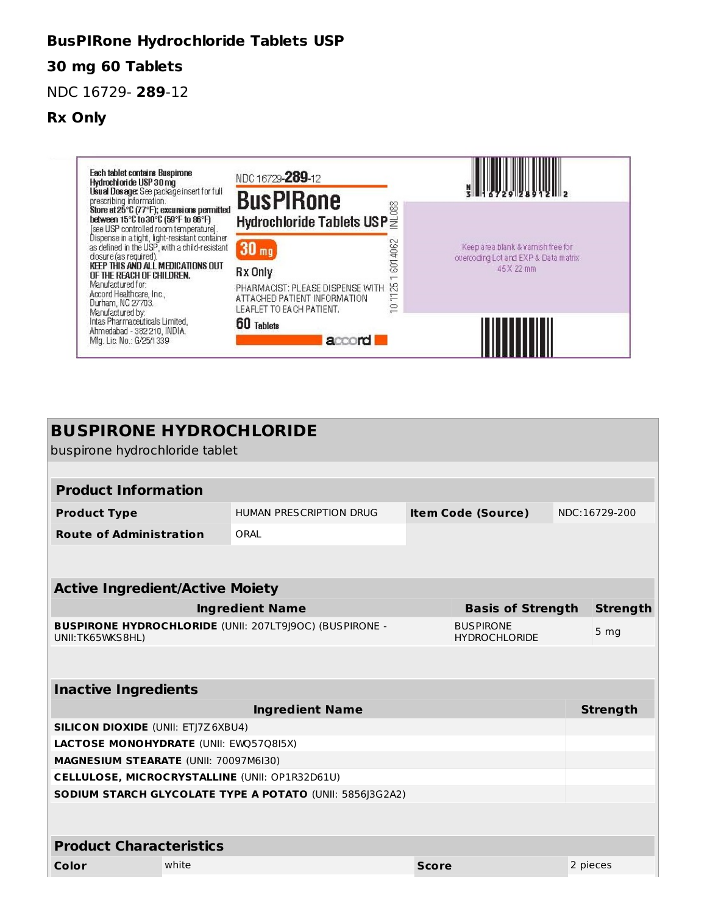**BusPIRone Hydrochloride Tablets USP**

**30 mg 60 Tablets**

NDC 16729- **289**-12

**Rx Only**

Each tablet contains Buspirone Hydrochloride USP 30 mg
**Usual Dosage:** See package insert for full prescribing information.
**Store at 25°C (77°F); excursions permitted between 15°C to 30°C (59°F to 86°F)** [see USP controlled room temperature].
Dispense in a tight, light-resistant container as defined in the USP, with a child-resistant closure (as required).
**KEEP THIS AND ALL MEDICATIONS OUT OF THE REACH OF CHILDREN.**
Manufactured for:
Accord Healthcare, Inc.,
Durham, NC 27703.
Manufactured by:
Intas Pharmaceuticals Limited,
Ahmedabad - 382 210, INDIA.
Mfg. Lic. No.: G/25/1339

NDC 16729-**289**-12

**BusPIRone**
**Hydrochloride Tablets USP**
**30 mg**
**Rx Only**

PHARMACIST: PLEASE DISPENSE WITH ATTACHED PATIENT INFORMATION LEAFLET TO EACH PATIENT.

**60 Tablets**

accord

10 1125 1 6014062 INL088

N 3 16729 28912 2

Keep area blank & varnish free for overcoding Lot and EXP & Data matrix 45 X 22 mm

## BUSPIRONE HYDROCHLORIDE

buspirone hydrochloride tablet

| **Product Information** | | | |
|---|---|---|---|
| **Product Type** | HUMAN PRESCRIPTION DRUG | **Item Code (Source)** | NDC:16729-200 |
| **Route of Administration** | ORAL | | |

| **Active Ingredient/Active Moiety** | | |
|---|---|---|
| **Ingredient Name** | **Basis of Strength** | **Strength** |
| **BUSPIRONE HYDROCHLORIDE** (UNII: 207LT9J9OC) (BUSPIRONE - UNII:TK65WKS8HL) | BUSPIRONE HYDROCHLORIDE | 5 mg |

| **Inactive Ingredients** | |
|---|---|
| **Ingredient Name** | **Strength** |
| **SILICON DIOXIDE** (UNII: ETJ7Z6XBU4) | |
| **LACTOSE MONOHYDRATE** (UNII: EWQ57Q8I5X) | |
| **MAGNESIUM STEARATE** (UNII: 70097M6I30) | |
| **CELLULOSE, MICROCRYSTALLINE** (UNII: OP1R32D61U) | |
| **SODIUM STARCH GLYCOLATE TYPE A POTATO** (UNII: 5856J3G2A2) | |

| **Product Characteristics** | | | |
|---|---|---|---|
| **Color** | white | **Score** | 2 pieces |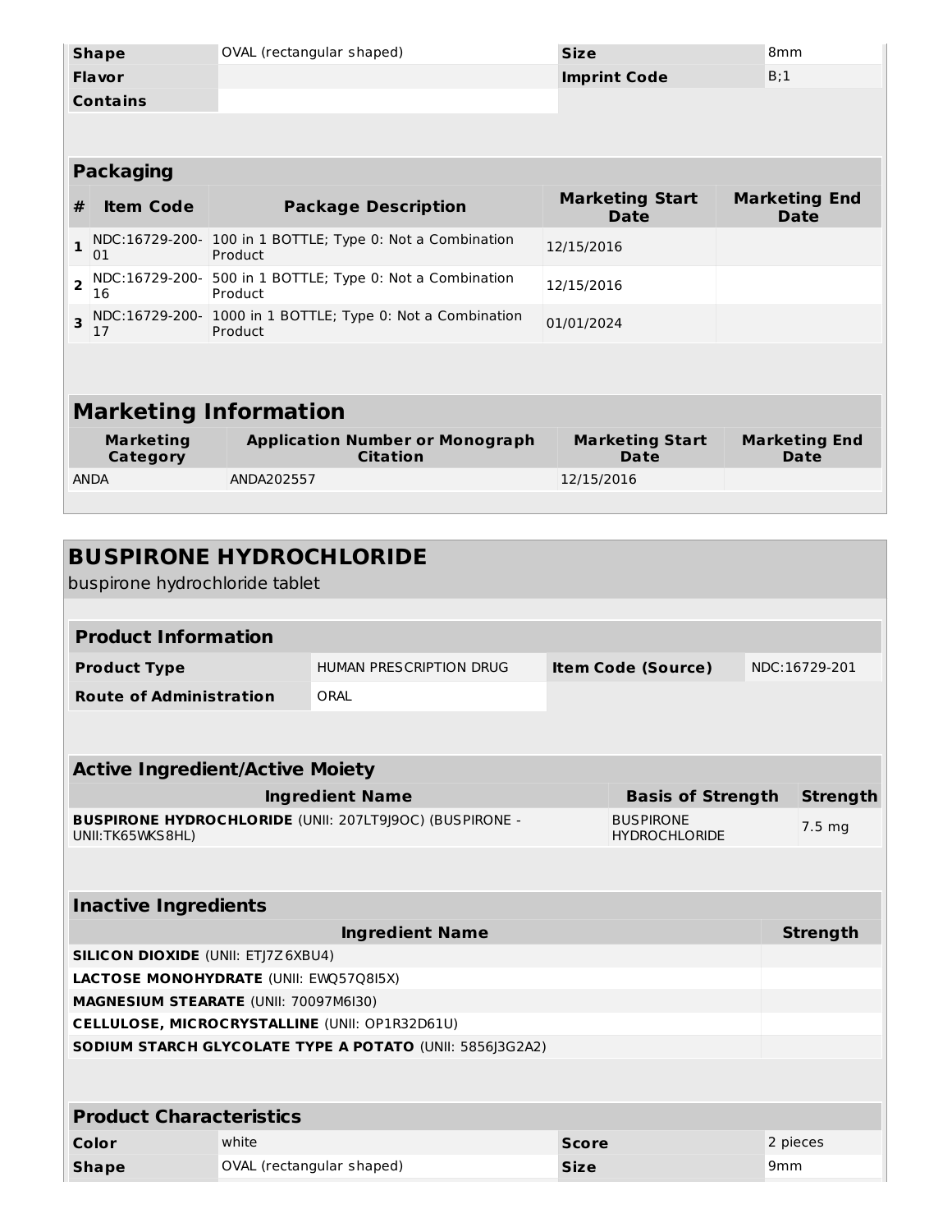| | | | |
|---|---|---|---|
| **Shape** | OVAL (rectangular shaped) | **Size** | 8mm |
| **Flavor** | | **Imprint Code** | B;1 |
| **Contains** | | | |

## Packaging

| # | Item Code | Package Description | Marketing Start Date | Marketing End Date |
|---|---|---|---|---|
| 1 | NDC:16729-200-01 | 100 in 1 BOTTLE; Type 0: Not a Combination Product | 12/15/2016 | |
| 2 | NDC:16729-200-16 | 500 in 1 BOTTLE; Type 0: Not a Combination Product | 12/15/2016 | |
| 3 | NDC:16729-200-17 | 1000 in 1 BOTTLE; Type 0: Not a Combination Product | 01/01/2024 | |

## Marketing Information

| Marketing Category | Application Number or Monograph Citation | Marketing Start Date | Marketing End Date |
|---|---|---|---|
| ANDA | ANDA202557 | 12/15/2016 | |

# BUSPIRONE HYDROCHLORIDE

buspirone hydrochloride tablet

## Product Information

| | | | |
|---|---|---|---|
| **Product Type** | HUMAN PRESCRIPTION DRUG | **Item Code (Source)** | NDC:16729-201 |
| **Route of Administration** | ORAL | | |

## Active Ingredient/Active Moiety

| Ingredient Name | Basis of Strength | Strength |
|---|---|---|
| **BUSPIRONE HYDROCHLORIDE** (UNII: 207LT9J9OC) (BUSPIRONE - UNII:TK65WKS8HL) | BUSPIRONE HYDROCHLORIDE | 7.5 mg |

## Inactive Ingredients

| Ingredient Name | Strength |
|---|---|
| **SILICON DIOXIDE** (UNII: ETJ7Z6XBU4) | |
| **LACTOSE MONOHYDRATE** (UNII: EWQ57Q8I5X) | |
| **MAGNESIUM STEARATE** (UNII: 70097M6I30) | |
| **CELLULOSE, MICROCRYSTALLINE** (UNII: OP1R32D61U) | |
| **SODIUM STARCH GLYCOLATE TYPE A POTATO** (UNII: 5856J3G2A2) | |

## Product Characteristics

| | | | |
|---|---|---|---|
| **Color** | white | **Score** | 2 pieces |
| **Shape** | OVAL (rectangular shaped) | **Size** | 9mm |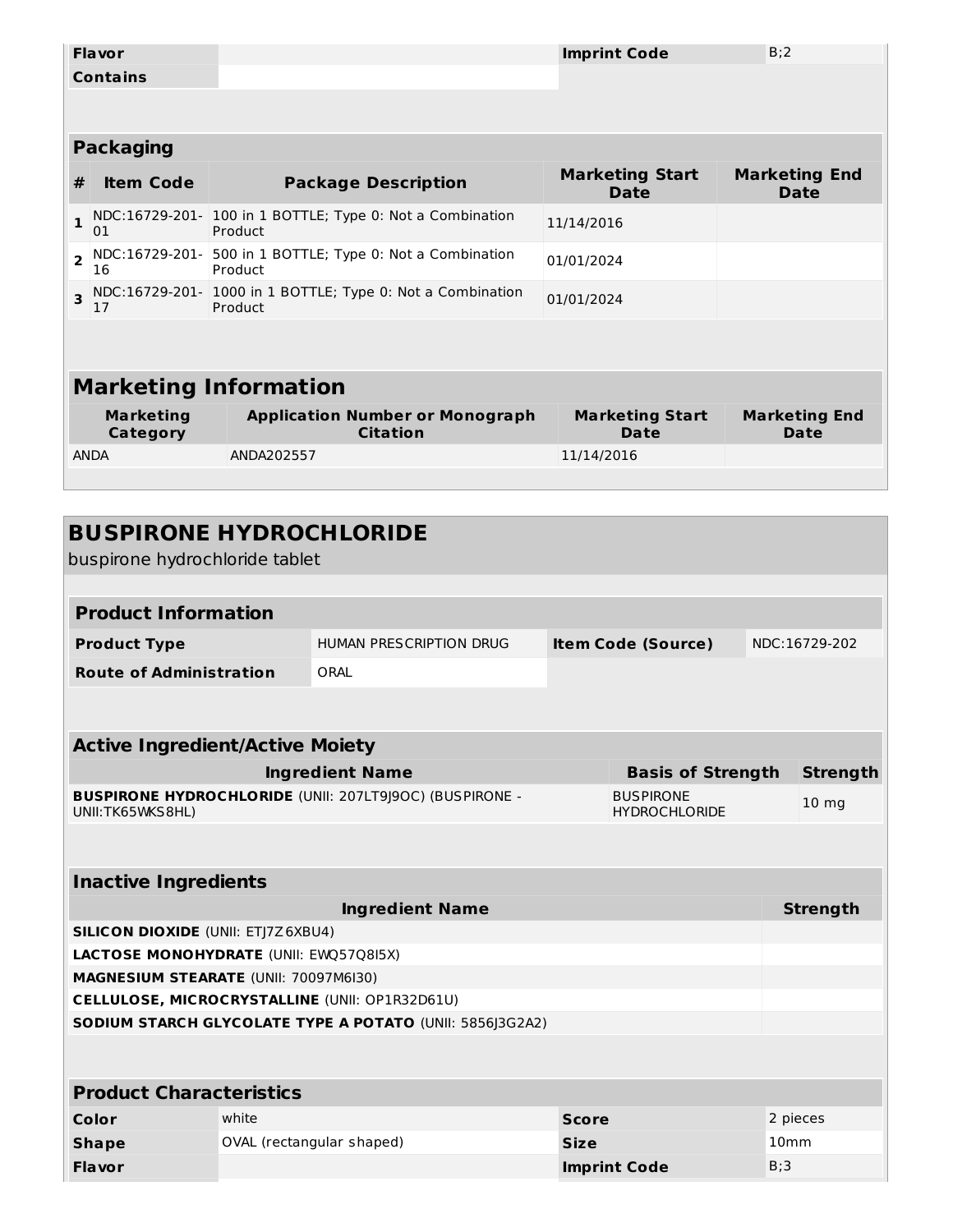| Flavor | | Imprint Code | B;2 |
| --- | --- | --- | --- |
| Contains | | | |

### Packaging

| # | Item Code | Package Description | Marketing Start Date | Marketing End Date |
| --- | --- | --- | --- | --- |
| 1 | NDC:16729-201-01 | 100 in 1 BOTTLE; Type 0: Not a Combination Product | 11/14/2016 | |
| 2 | NDC:16729-201-16 | 500 in 1 BOTTLE; Type 0: Not a Combination Product | 01/01/2024 | |
| 3 | NDC:16729-201-17 | 1000 in 1 BOTTLE; Type 0: Not a Combination Product | 01/01/2024 | |

## Marketing Information

| Marketing Category | Application Number or Monograph Citation | Marketing Start Date | Marketing End Date |
| --- | --- | --- | --- |
| ANDA | ANDA202557 | 11/14/2016 | |

# BUSPIRONE HYDROCHLORIDE

buspirone hydrochloride tablet

### Product Information

| Product Type | HUMAN PRESCRIPTION DRUG | Item Code (Source) | NDC:16729-202 |
| --- | --- | --- | --- |
| Route of Administration | ORAL | | |

### Active Ingredient/Active Moiety

| Ingredient Name | Basis of Strength | Strength |
| --- | --- | --- |
| **BUSPIRONE HYDROCHLORIDE** (UNII: 207LT9J9OC) (BUSPIRONE - UNII:TK65WKS8HL) | BUSPIRONE HYDROCHLORIDE | 10 mg |

### Inactive Ingredients

| Ingredient Name | Strength |
| --- | --- |
| **SILICON DIOXIDE** (UNII: ETJ7Z6XBU4) | |
| **LACTOSE MONOHYDRATE** (UNII: EWQ57Q8I5X) | |
| **MAGNESIUM STEARATE** (UNII: 70097M6I30) | |
| **CELLULOSE, MICROCRYSTALLINE** (UNII: OP1R32D61U) | |
| **SODIUM STARCH GLYCOLATE TYPE A POTATO** (UNII: 5856J3G2A2) | |

### Product Characteristics

| Color | white | Score | 2 pieces |
| --- | --- | --- | --- |
| Shape | OVAL (rectangular shaped) | Size | 10mm |
| Flavor | | Imprint Code | B;3 |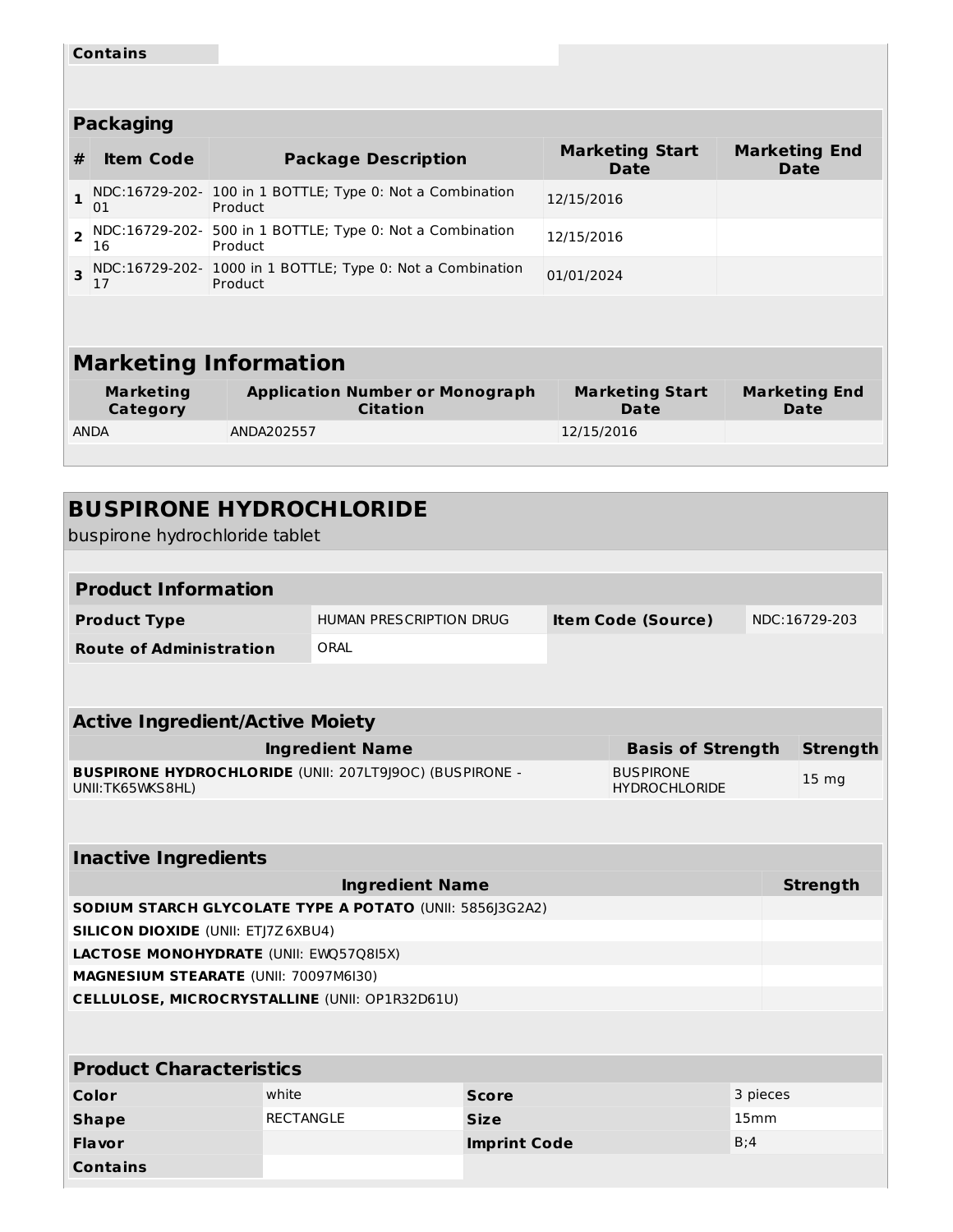| Contains | |
|---|---|

## Packaging

| # | Item Code | Package Description | Marketing Start Date | Marketing End Date |
|---|---|---|---|---|
| 1 | NDC:16729-202-01 | 100 in 1 BOTTLE; Type 0: Not a Combination Product | 12/15/2016 | |
| 2 | NDC:16729-202-16 | 500 in 1 BOTTLE; Type 0: Not a Combination Product | 12/15/2016 | |
| 3 | NDC:16729-202-17 | 1000 in 1 BOTTLE; Type 0: Not a Combination Product | 01/01/2024 | |

## Marketing Information

| Marketing Category | Application Number or Monograph Citation | Marketing Start Date | Marketing End Date |
|---|---|---|---|
| ANDA | ANDA202557 | 12/15/2016 | |

# BUSPIRONE HYDROCHLORIDE

buspirone hydrochloride tablet

## Product Information

| Product Type | HUMAN PRESCRIPTION DRUG | Item Code (Source) | NDC:16729-203 |
|---|---|---|---|
| Route of Administration | ORAL | | |

## Active Ingredient/Active Moiety

| Ingredient Name | Basis of Strength | Strength |
|---|---|---|
| **BUSPIRONE HYDROCHLORIDE** (UNII: 207LT9J9OC) (BUSPIRONE - UNII:TK65WKS8HL) | BUSPIRONE HYDROCHLORIDE | 15 mg |

## Inactive Ingredients

| Ingredient Name | Strength |
|---|---|
| **SODIUM STARCH GLYCOLATE TYPE A POTATO** (UNII: 5856J3G2A2) | |
| **SILICON DIOXIDE** (UNII: ETJ7Z6XBU4) | |
| **LACTOSE MONOHYDRATE** (UNII: EWQ57Q8I5X) | |
| **MAGNESIUM STEARATE** (UNII: 70097M6I30) | |
| **CELLULOSE, MICROCRYSTALLINE** (UNII: OP1R32D61U) | |

## Product Characteristics

| Color | white | Score | 3 pieces |
|---|---|---|---|
| Shape | RECTANGLE | Size | 15mm |
| Flavor | | Imprint Code | B;4 |
| Contains | | | |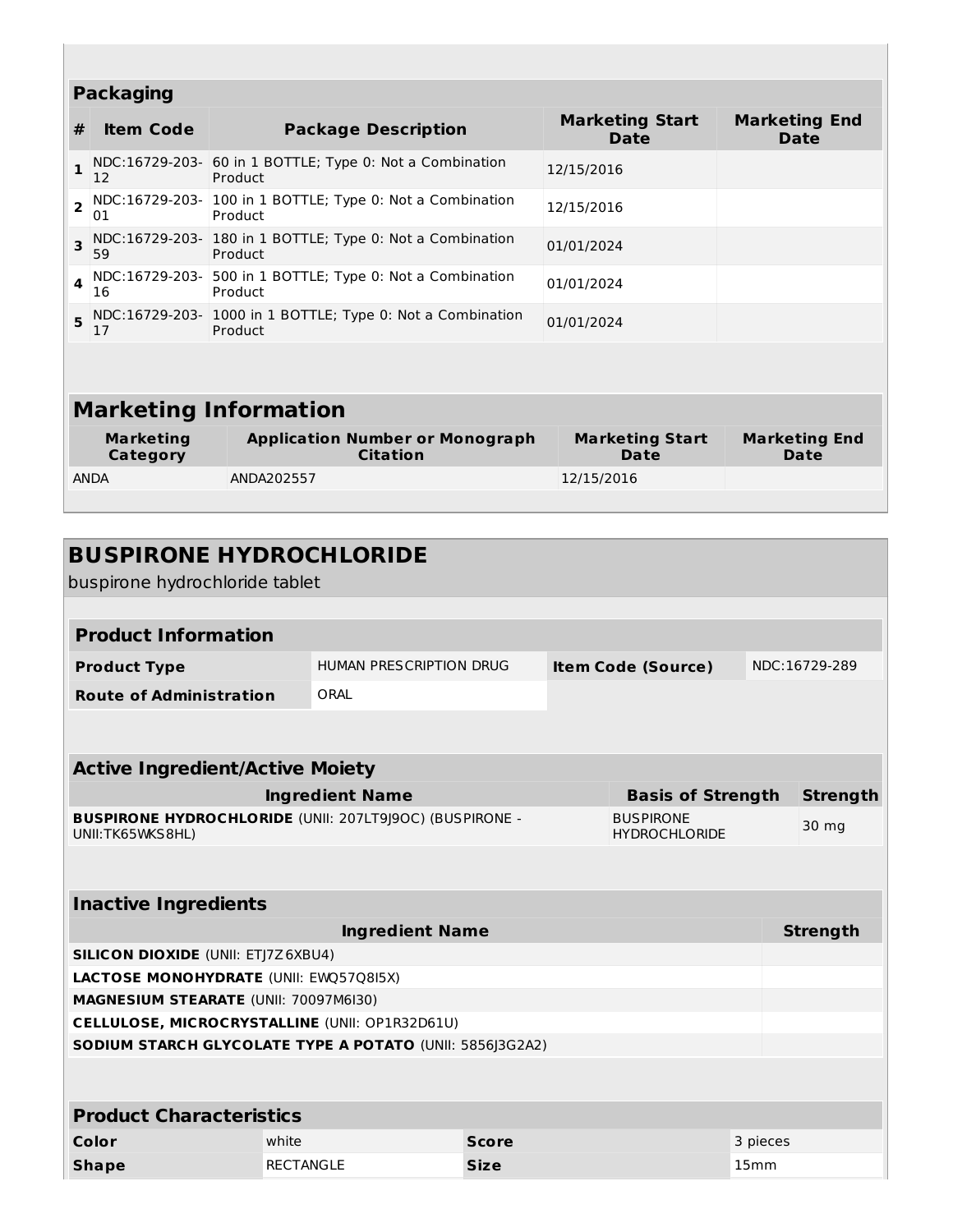## Packaging

| # | Item Code | Package Description | Marketing Start Date | Marketing End Date |
|---|---|---|---|---|
| 1 | NDC:16729-203-12 | 60 in 1 BOTTLE; Type 0: Not a Combination Product | 12/15/2016 | |
| 2 | NDC:16729-203-01 | 100 in 1 BOTTLE; Type 0: Not a Combination Product | 12/15/2016 | |
| 3 | NDC:16729-203-59 | 180 in 1 BOTTLE; Type 0: Not a Combination Product | 01/01/2024 | |
| 4 | NDC:16729-203-16 | 500 in 1 BOTTLE; Type 0: Not a Combination Product | 01/01/2024 | |
| 5 | NDC:16729-203-17 | 1000 in 1 BOTTLE; Type 0: Not a Combination Product | 01/01/2024 | |

## Marketing Information

| Marketing Category | Application Number or Monograph Citation | Marketing Start Date | Marketing End Date |
|---|---|---|---|
| ANDA | ANDA202557 | 12/15/2016 | |

# BUSPIRONE HYDROCHLORIDE

buspirone hydrochloride tablet

## Product Information

| | | | |
|---|---|---|---|
| **Product Type** | HUMAN PRESCRIPTION DRUG | **Item Code (Source)** | NDC:16729-289 |
| **Route of Administration** | ORAL | | |

## Active Ingredient/Active Moiety

| Ingredient Name | Basis of Strength | Strength |
|---|---|---|
| **BUSPIRONE HYDROCHLORIDE** (UNII: 207LT9J9OC) (BUSPIRONE - UNII:TK65WKS8HL) | BUSPIRONE HYDROCHLORIDE | 30 mg |

## Inactive Ingredients

| Ingredient Name | Strength |
|---|---|
| **SILICON DIOXIDE** (UNII: ETJ7Z6XBU4) | |
| **LACTOSE MONOHYDRATE** (UNII: EWQ57Q8I5X) | |
| **MAGNESIUM STEARATE** (UNII: 70097M6I30) | |
| **CELLULOSE, MICROCRYSTALLINE** (UNII: OP1R32D61U) | |
| **SODIUM STARCH GLYCOLATE TYPE A POTATO** (UNII: 5856J3G2A2) | |

## Product Characteristics

| | | | |
|---|---|---|---|
| **Color** | white | **Score** | 3 pieces |
| **Shape** | RECTANGLE | **Size** | 15mm |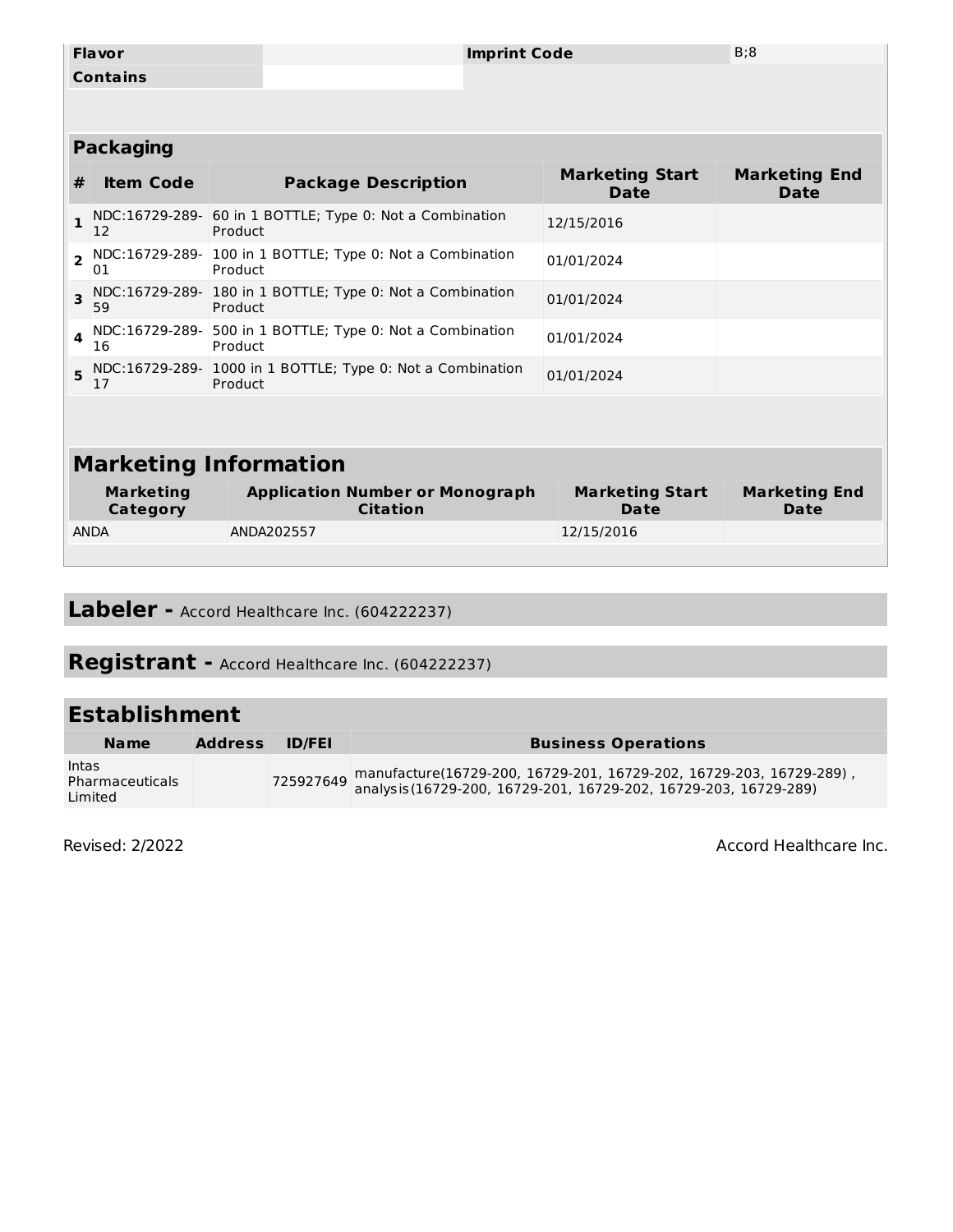| | | | |
|---|---|---|---|
| **Flavor** | | **Imprint Code** | B;8 |
| **Contains** | | | |

## Packaging

| # | Item Code | Package Description | Marketing Start Date | Marketing End Date |
|---|---|---|---|---|
| 1 | NDC:16729-289-12 | 60 in 1 BOTTLE; Type 0: Not a Combination Product | 12/15/2016 | |
| 2 | NDC:16729-289-01 | 100 in 1 BOTTLE; Type 0: Not a Combination Product | 01/01/2024 | |
| 3 | NDC:16729-289-59 | 180 in 1 BOTTLE; Type 0: Not a Combination Product | 01/01/2024 | |
| 4 | NDC:16729-289-16 | 500 in 1 BOTTLE; Type 0: Not a Combination Product | 01/01/2024 | |
| 5 | NDC:16729-289-17 | 1000 in 1 BOTTLE; Type 0: Not a Combination Product | 01/01/2024 | |

## Marketing Information

| Marketing Category | Application Number or Monograph Citation | Marketing Start Date | Marketing End Date |
|---|---|---|---|
| ANDA | ANDA202557 | 12/15/2016 | |

## Labeler - Accord Healthcare Inc. (604222237)

## Registrant - Accord Healthcare Inc. (604222237)

## Establishment

| Name | Address | ID/FEI | Business Operations |
|---|---|---|---|
| Intas Pharmaceuticals Limited | | 725927649 | manufacture(16729-200, 16729-201, 16729-202, 16729-203, 16729-289) , analysis(16729-200, 16729-201, 16729-202, 16729-203, 16729-289) |

Revised: 2/2022

Accord Healthcare Inc.